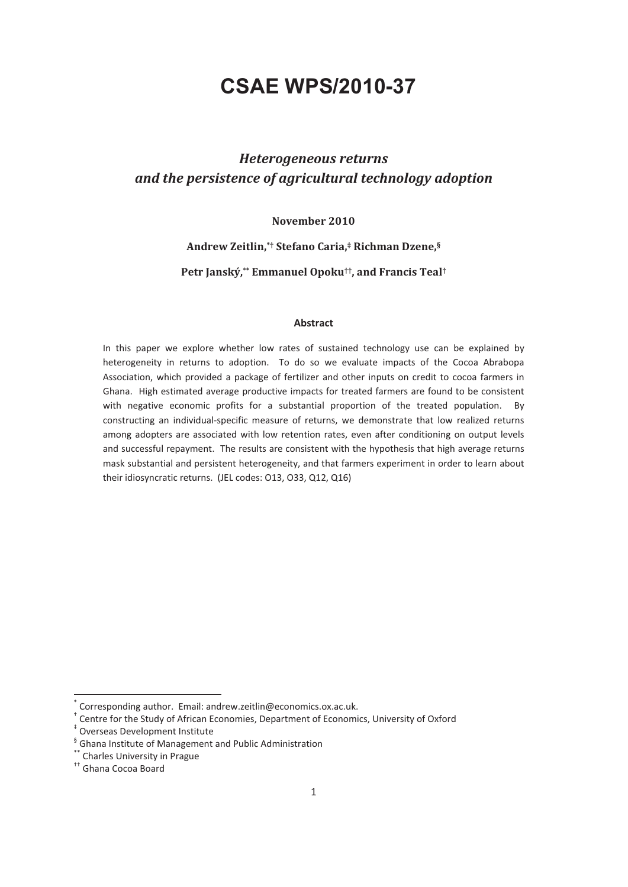# CSAE WPS/2010-37

## *Heterogeneous returns and the persistence of agricultural technology adoption*

**November 2010**

**Andrew Zeitlin,[*†] Stefano Caria,[‡] Richman Dzene,[§]**

**Petr Janský,[**] Emmanuel Opoku[††], and Francis Teal[†]**

### Abstract

In this paper we explore whether low rates of sustained technology use can be explained by heterogeneity in returns to adoption. To do so we evaluate impacts of the Cocoa Abrabopa Association, which provided a package of fertilizer and other inputs on credit to cocoa farmers in Ghana. High estimated average productive impacts for treated farmers are found to be consistent with negative economic profits for a substantial proportion of the treated population. By constructing an individual-specific measure of returns, we demonstrate that low realized returns among adopters are associated with low retention rates, even after conditioning on output levels and successful repayment. The results are consistent with the hypothesis that high average returns mask substantial and persistent heterogeneity, and that farmers experiment in order to learn about their idiosyncratic returns. (JEL codes: O13, O33, Q12, Q16)

---

[*] Corresponding author. Email: andrew.zeitlin@economics.ox.ac.uk.

[†] Centre for the Study of African Economies, Department of Economics, University of Oxford

[‡] Overseas Development Institute

[§] Ghana Institute of Management and Public Administration

[**] Charles University in Prague

[††] Ghana Cocoa Board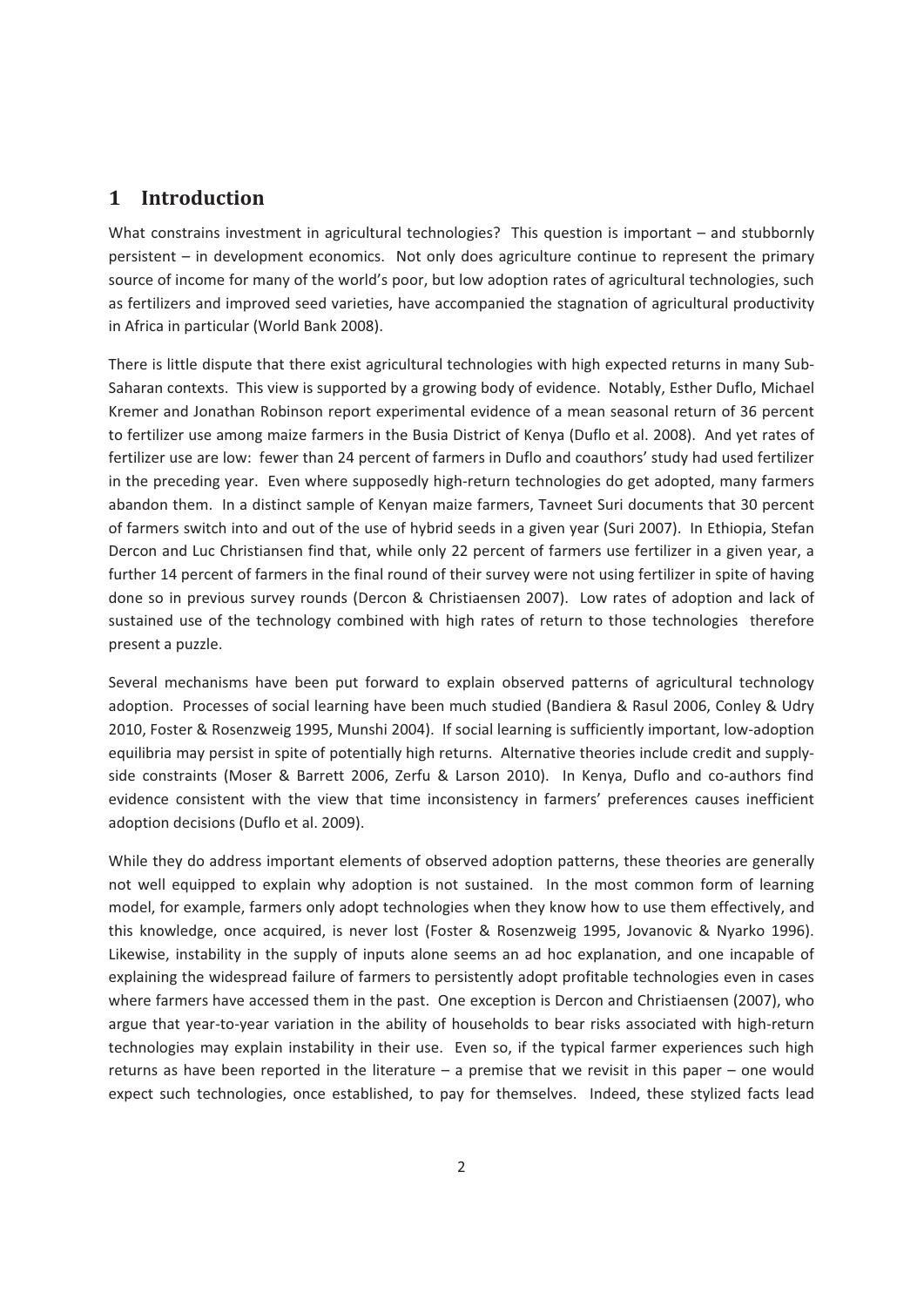# 1 Introduction

What constrains investment in agricultural technologies? This question is important – and stubbornly persistent – in development economics. Not only does agriculture continue to represent the primary source of income for many of the world's poor, but low adoption rates of agricultural technologies, such as fertilizers and improved seed varieties, have accompanied the stagnation of agricultural productivity in Africa in particular (World Bank 2008).

There is little dispute that there exist agricultural technologies with high expected returns in many Sub-Saharan contexts. This view is supported by a growing body of evidence. Notably, Esther Duflo, Michael Kremer and Jonathan Robinson report experimental evidence of a mean seasonal return of 36 percent to fertilizer use among maize farmers in the Busia District of Kenya (Duflo et al. 2008). And yet rates of fertilizer use are low: fewer than 24 percent of farmers in Duflo and coauthors' study had used fertilizer in the preceding year. Even where supposedly high-return technologies do get adopted, many farmers abandon them. In a distinct sample of Kenyan maize farmers, Tavneet Suri documents that 30 percent of farmers switch into and out of the use of hybrid seeds in a given year (Suri 2007). In Ethiopia, Stefan Dercon and Luc Christiansen find that, while only 22 percent of farmers use fertilizer in a given year, a further 14 percent of farmers in the final round of their survey were not using fertilizer in spite of having done so in previous survey rounds (Dercon & Christiaensen 2007). Low rates of adoption and lack of sustained use of the technology combined with high rates of return to those technologies therefore present a puzzle.

Several mechanisms have been put forward to explain observed patterns of agricultural technology adoption. Processes of social learning have been much studied (Bandiera & Rasul 2006, Conley & Udry 2010, Foster & Rosenzweig 1995, Munshi 2004). If social learning is sufficiently important, low-adoption equilibria may persist in spite of potentially high returns. Alternative theories include credit and supply-side constraints (Moser & Barrett 2006, Zerfu & Larson 2010). In Kenya, Duflo and co-authors find evidence consistent with the view that time inconsistency in farmers' preferences causes inefficient adoption decisions (Duflo et al. 2009).

While they do address important elements of observed adoption patterns, these theories are generally not well equipped to explain why adoption is not sustained. In the most common form of learning model, for example, farmers only adopt technologies when they know how to use them effectively, and this knowledge, once acquired, is never lost (Foster & Rosenzweig 1995, Jovanovic & Nyarko 1996). Likewise, instability in the supply of inputs alone seems an ad hoc explanation, and one incapable of explaining the widespread failure of farmers to persistently adopt profitable technologies even in cases where farmers have accessed them in the past. One exception is Dercon and Christiaensen (2007), who argue that year-to-year variation in the ability of households to bear risks associated with high-return technologies may explain instability in their use. Even so, if the typical farmer experiences such high returns as have been reported in the literature – a premise that we revisit in this paper – one would expect such technologies, once established, to pay for themselves. Indeed, these stylized facts lead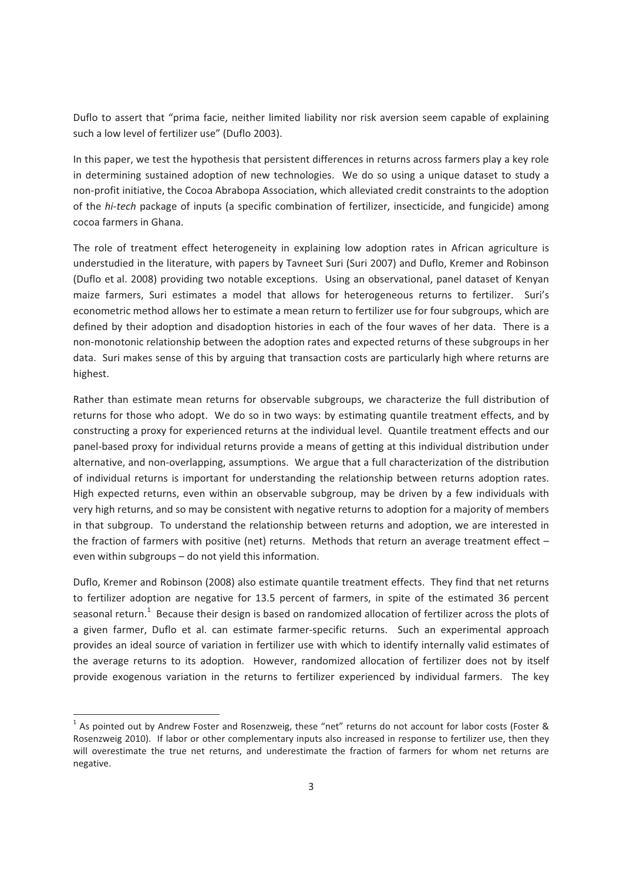Duflo to assert that "prima facie, neither limited liability nor risk aversion seem capable of explaining such a low level of fertilizer use" (Duflo 2003).

In this paper, we test the hypothesis that persistent differences in returns across farmers play a key role in determining sustained adoption of new technologies. We do so using a unique dataset to study a non-profit initiative, the Cocoa Abrabopa Association, which alleviated credit constraints to the adoption of the *hi-tech* package of inputs (a specific combination of fertilizer, insecticide, and fungicide) among cocoa farmers in Ghana.

The role of treatment effect heterogeneity in explaining low adoption rates in African agriculture is understudied in the literature, with papers by Tavneet Suri (Suri 2007) and Duflo, Kremer and Robinson (Duflo et al. 2008) providing two notable exceptions. Using an observational, panel dataset of Kenyan maize farmers, Suri estimates a model that allows for heterogeneous returns to fertilizer. Suri's econometric method allows her to estimate a mean return to fertilizer use for four subgroups, which are defined by their adoption and disadoption histories in each of the four waves of her data. There is a non-monotonic relationship between the adoption rates and expected returns of these subgroups in her data. Suri makes sense of this by arguing that transaction costs are particularly high where returns are highest.

Rather than estimate mean returns for observable subgroups, we characterize the full distribution of returns for those who adopt. We do so in two ways: by estimating quantile treatment effects, and by constructing a proxy for experienced returns at the individual level. Quantile treatment effects and our panel-based proxy for individual returns provide a means of getting at this individual distribution under alternative, and non-overlapping, assumptions. We argue that a full characterization of the distribution of individual returns is important for understanding the relationship between returns adoption rates. High expected returns, even within an observable subgroup, may be driven by a few individuals with very high returns, and so may be consistent with negative returns to adoption for a majority of members in that subgroup. To understand the relationship between returns and adoption, we are interested in the fraction of farmers with positive (net) returns. Methods that return an average treatment effect – even within subgroups – do not yield this information.

Duflo, Kremer and Robinson (2008) also estimate quantile treatment effects. They find that net returns to fertilizer adoption are negative for 13.5 percent of farmers, in spite of the estimated 36 percent seasonal return.[1] Because their design is based on randomized allocation of fertilizer across the plots of a given farmer, Duflo et al. can estimate farmer-specific returns. Such an experimental approach provides an ideal source of variation in fertilizer use with which to identify internally valid estimates of the average returns to its adoption. However, randomized allocation of fertilizer does not by itself provide exogenous variation in the returns to fertilizer experienced by individual farmers. The key

[1] As pointed out by Andrew Foster and Rosenzweig, these "net" returns do not account for labor costs (Foster & Rosenzweig 2010). If labor or other complementary inputs also increased in response to fertilizer use, then they will overestimate the true net returns, and underestimate the fraction of farmers for whom net returns are negative.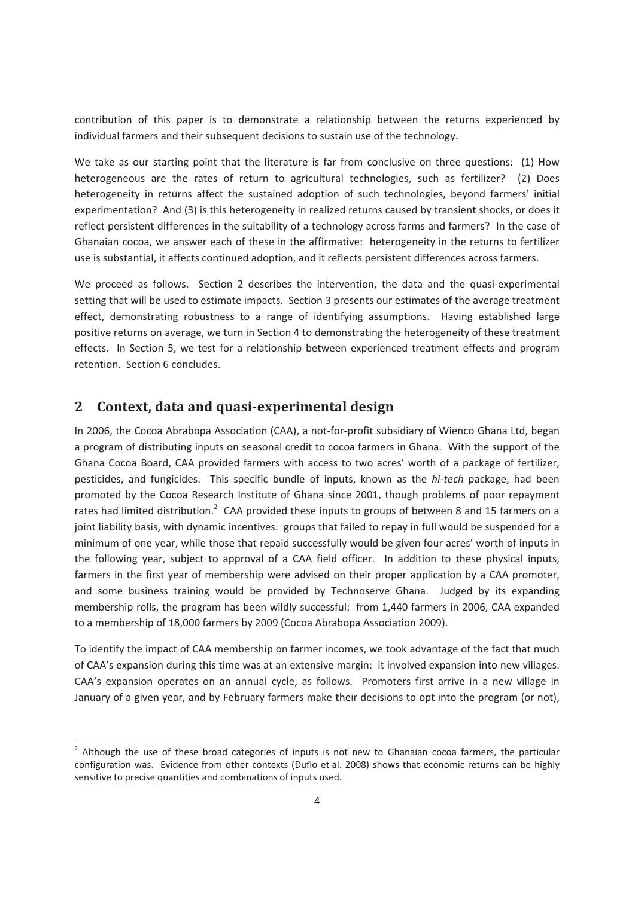contribution of this paper is to demonstrate a relationship between the returns experienced by individual farmers and their subsequent decisions to sustain use of the technology.

We take as our starting point that the literature is far from conclusive on three questions: (1) How heterogeneous are the rates of return to agricultural technologies, such as fertilizer? (2) Does heterogeneity in returns affect the sustained adoption of such technologies, beyond farmers' initial experimentation? And (3) is this heterogeneity in realized returns caused by transient shocks, or does it reflect persistent differences in the suitability of a technology across farms and farmers? In the case of Ghanaian cocoa, we answer each of these in the affirmative: heterogeneity in the returns to fertilizer use is substantial, it affects continued adoption, and it reflects persistent differences across farmers.

We proceed as follows. Section 2 describes the intervention, the data and the quasi-experimental setting that will be used to estimate impacts. Section 3 presents our estimates of the average treatment effect, demonstrating robustness to a range of identifying assumptions. Having established large positive returns on average, we turn in Section 4 to demonstrating the heterogeneity of these treatment effects. In Section 5, we test for a relationship between experienced treatment effects and program retention. Section 6 concludes.

## 2 Context, data and quasi-experimental design

In 2006, the Cocoa Abrabopa Association (CAA), a not-for-profit subsidiary of Wienco Ghana Ltd, began a program of distributing inputs on seasonal credit to cocoa farmers in Ghana. With the support of the Ghana Cocoa Board, CAA provided farmers with access to two acres' worth of a package of fertilizer, pesticides, and fungicides. This specific bundle of inputs, known as the *hi-tech* package, had been promoted by the Cocoa Research Institute of Ghana since 2001, though problems of poor repayment rates had limited distribution.[2] CAA provided these inputs to groups of between 8 and 15 farmers on a joint liability basis, with dynamic incentives: groups that failed to repay in full would be suspended for a minimum of one year, while those that repaid successfully would be given four acres' worth of inputs in the following year, subject to approval of a CAA field officer. In addition to these physical inputs, farmers in the first year of membership were advised on their proper application by a CAA promoter, and some business training would be provided by Technoserve Ghana. Judged by its expanding membership rolls, the program has been wildly successful: from 1,440 farmers in 2006, CAA expanded to a membership of 18,000 farmers by 2009 (Cocoa Abrabopa Association 2009).

To identify the impact of CAA membership on farmer incomes, we took advantage of the fact that much of CAA's expansion during this time was at an extensive margin: it involved expansion into new villages. CAA's expansion operates on an annual cycle, as follows. Promoters first arrive in a new village in January of a given year, and by February farmers make their decisions to opt into the program (or not),

[2] Although the use of these broad categories of inputs is not new to Ghanaian cocoa farmers, the particular configuration was. Evidence from other contexts (Duflo et al. 2008) shows that economic returns can be highly sensitive to precise quantities and combinations of inputs used.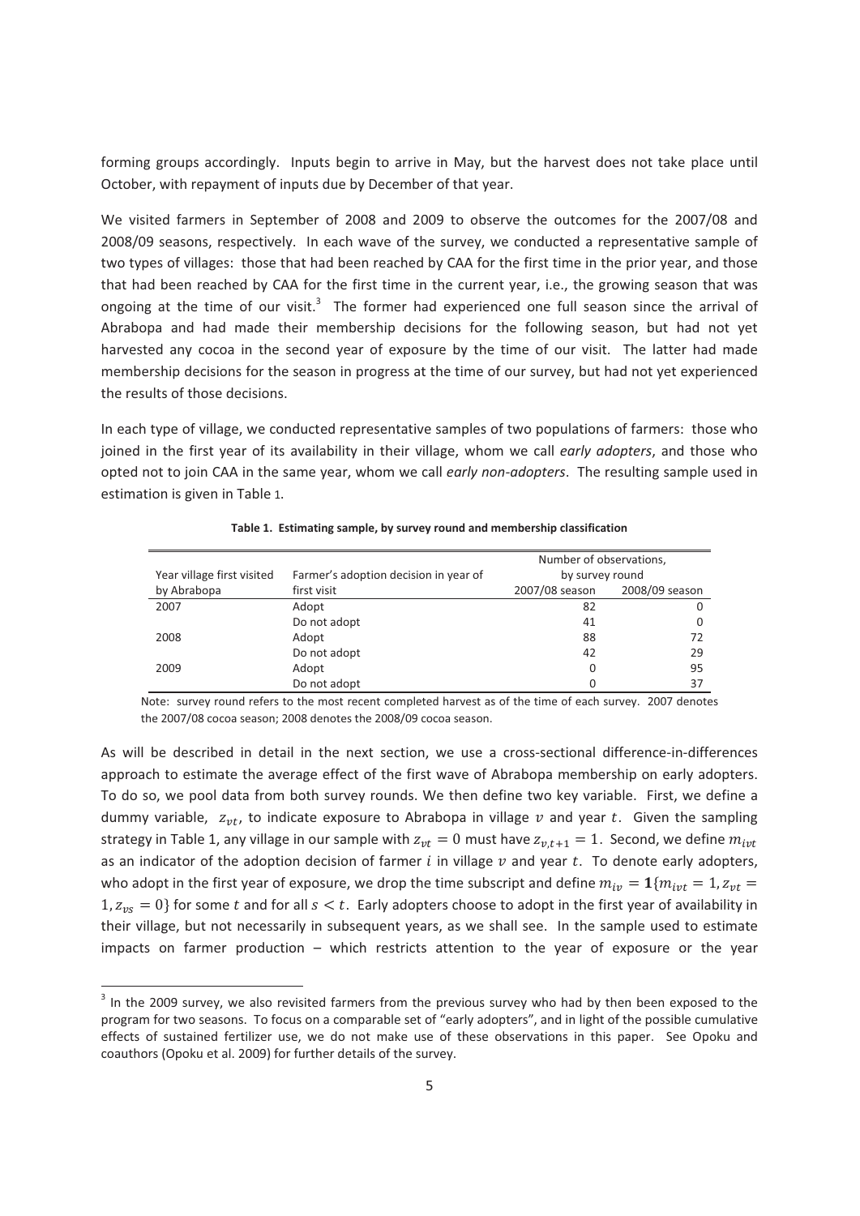forming groups accordingly. Inputs begin to arrive in May, but the harvest does not take place until October, with repayment of inputs due by December of that year.

We visited farmers in September of 2008 and 2009 to observe the outcomes for the 2007/08 and 2008/09 seasons, respectively. In each wave of the survey, we conducted a representative sample of two types of villages: those that had been reached by CAA for the first time in the prior year, and those that had been reached by CAA for the first time in the current year, i.e., the growing season that was ongoing at the time of our visit.[3] The former had experienced one full season since the arrival of Abrabopa and had made their membership decisions for the following season, but had not yet harvested any cocoa in the second year of exposure by the time of our visit. The latter had made membership decisions for the season in progress at the time of our survey, but had not yet experienced the results of those decisions.

In each type of village, we conducted representative samples of two populations of farmers: those who joined in the first year of its availability in their village, whom we call *early adopters*, and those who opted not to join CAA in the same year, whom we call *early non-adopters*. The resulting sample used in estimation is given in Table 1.

**Table 1. Estimating sample, by survey round and membership classification**

| Year village first visited by Abrabopa | Farmer's adoption decision in year of first visit | Number of observations, by survey round | |
|---|---|---|---|
| | | 2007/08 season | 2008/09 season |
| 2007 | Adopt | 82 | 0 |
| | Do not adopt | 41 | 0 |
| 2008 | Adopt | 88 | 72 |
| | Do not adopt | 42 | 29 |
| 2009 | Adopt | 0 | 95 |
| | Do not adopt | 0 | 37 |

Note: survey round refers to the most recent completed harvest as of the time of each survey. 2007 denotes the 2007/08 cocoa season; 2008 denotes the 2008/09 cocoa season.

As will be described in detail in the next section, we use a cross-sectional difference-in-differences approach to estimate the average effect of the first wave of Abrabopa membership on early adopters. To do so, we pool data from both survey rounds. We then define two key variable. First, we define a dummy variable, $z_{vt}$, to indicate exposure to Abrabopa in village $v$ and year $t$. Given the sampling strategy in Table 1, any village in our sample with $z_{vt} = 0$ must have $z_{v,t+1} = 1$. Second, we define $m_{ivt}$ as an indicator of the adoption decision of farmer $i$ in village $v$ and year $t$. To denote early adopters, who adopt in the first year of exposure, we drop the time subscript and define $m_{iv} = \mathbf{1}\{m_{ivt} = 1, z_{vt} = 1, z_{vs} = 0\}$ for some $t$ and for all $s < t$. Early adopters choose to adopt in the first year of availability in their village, but not necessarily in subsequent years, as we shall see. In the sample used to estimate impacts on farmer production – which restricts attention to the year of exposure or the year

[3] In the 2009 survey, we also revisited farmers from the previous survey who had by then been exposed to the program for two seasons. To focus on a comparable set of "early adopters", and in light of the possible cumulative effects of sustained fertilizer use, we do not make use of these observations in this paper. See Opoku and coauthors (Opoku et al. 2009) for further details of the survey.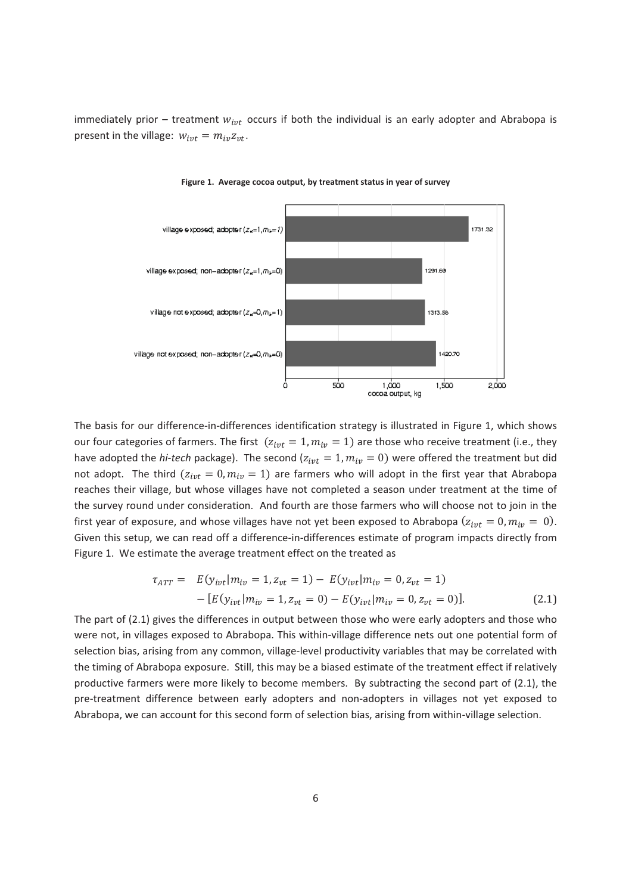immediately prior – treatment $w_{ivt}$ occurs if both the individual is an early adopter and Abrabopa is present in the village: $w_{ivt} = m_{iv} z_{vt}$.

**Figure 1. Average cocoa output, by treatment status in year of survey**

village exposed; adopter ($z_{vt}$=1, $m_{iv}$=1)
village exposed; non–adopter ($z_{vt}$=1, $m_{iv}$=0)
village not exposed; adopter ($z_{vt}$=0, $m_{iv}$=1)
village not exposed; non–adopter ($z_{vt}$=0, $m_{iv}$=0)

1731.32
1291.69
1313.58
1420.70

0
500
1,000
1,500
2,000
cocoa output, kg

The basis for our difference-in-differences identification strategy is illustrated in Figure 1, which shows our four categories of farmers. The first $(z_{ivt} = 1, m_{iv} = 1)$ are those who receive treatment (i.e., they have adopted the *hi-tech* package). The second $(z_{ivt} = 1, m_{iv} = 0)$ were offered the treatment but did not adopt. The third $(z_{ivt} = 0, m_{iv} = 1)$ are farmers who will adopt in the first year that Abrabopa reaches their village, but whose villages have not completed a season under treatment at the time of the survey round under consideration. And fourth are those farmers who will choose not to join in the first year of exposure, and whose villages have not yet been exposed to Abrabopa $(z_{ivt} = 0, m_{iv} = 0)$. Given this setup, we can read off a difference-in-differences estimate of program impacts directly from Figure 1. We estimate the average treatment effect on the treated as

$$
\begin{aligned}
\tau_{ATT} = \; & E(y_{ivt} | m_{iv} = 1, z_{vt} = 1) - E(y_{ivt} | m_{iv} = 0, z_{vt} = 1) \\
& - [E(y_{ivt} | m_{iv} = 1, z_{vt} = 0) - E(y_{ivt} | m_{iv} = 0, z_{vt} = 0)]. \qquad (2.1)
\end{aligned}
$$

The part of (2.1) gives the differences in output between those who were early adopters and those who were not, in villages exposed to Abrabopa. This within-village difference nets out one potential form of selection bias, arising from any common, village-level productivity variables that may be correlated with the timing of Abrabopa exposure. Still, this may be a biased estimate of the treatment effect if relatively productive farmers were more likely to become members. By subtracting the second part of (2.1), the pre-treatment difference between early adopters and non-adopters in villages not yet exposed to Abrabopa, we can account for this second form of selection bias, arising from within-village selection.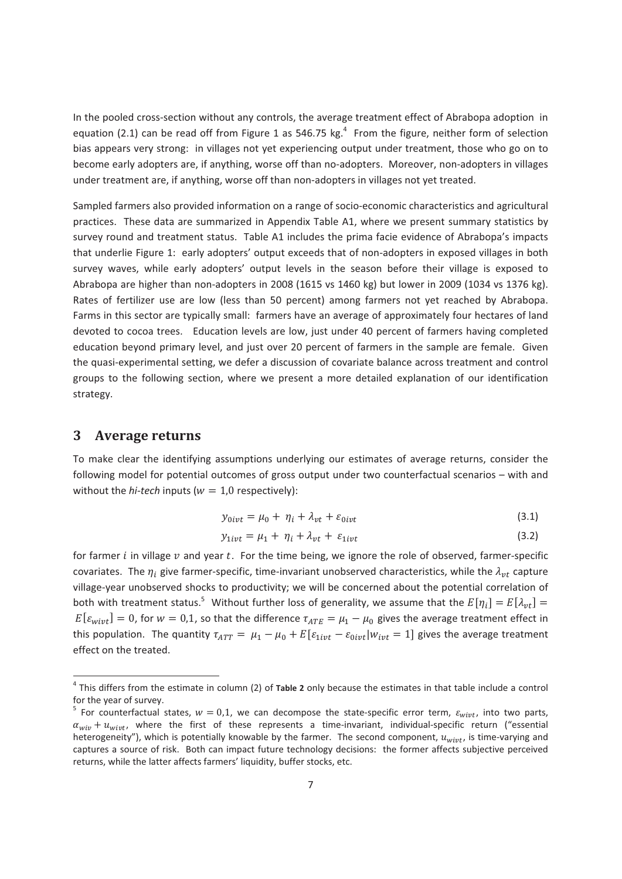In the pooled cross-section without any controls, the average treatment effect of Abrabopa adoption in equation (2.1) can be read off from Figure 1 as 546.75 kg.[4] From the figure, neither form of selection bias appears very strong: in villages not yet experiencing output under treatment, those who go on to become early adopters are, if anything, worse off than no-adopters. Moreover, non-adopters in villages under treatment are, if anything, worse off than non-adopters in villages not yet treated.

Sampled farmers also provided information on a range of socio-economic characteristics and agricultural practices. These data are summarized in Appendix Table A1, where we present summary statistics by survey round and treatment status. Table A1 includes the prima facie evidence of Abrabopa's impacts that underlie Figure 1: early adopters' output exceeds that of non-adopters in exposed villages in both survey waves, while early adopters' output levels in the season before their village is exposed to Abrabopa are higher than non-adopters in 2008 (1615 vs 1460 kg) but lower in 2009 (1034 vs 1376 kg). Rates of fertilizer use are low (less than 50 percent) among farmers not yet reached by Abrabopa. Farms in this sector are typically small: farmers have an average of approximately four hectares of land devoted to cocoa trees. Education levels are low, just under 40 percent of farmers having completed education beyond primary level, and just over 20 percent of farmers in the sample are female. Given the quasi-experimental setting, we defer a discussion of covariate balance across treatment and control groups to the following section, where we present a more detailed explanation of our identification strategy.

## 3 Average returns

To make clear the identifying assumptions underlying our estimates of average returns, consider the following model for potential outcomes of gross output under two counterfactual scenarios – with and without the *hi-tech* inputs ($w = 1,0$ respectively):

$$y_{0ivt} = \mu_0 + \eta_i + \lambda_{vt} + \varepsilon_{0ivt} \tag{3.1}$$

$$y_{1ivt} = \mu_1 + \eta_i + \lambda_{vt} + \varepsilon_{1ivt} \tag{3.2}$$

for farmer $i$ in village $v$ and year $t$. For the time being, we ignore the role of observed, farmer-specific covariates. The $\eta_i$ give farmer-specific, time-invariant unobserved characteristics, while the $\lambda_{vt}$ capture village-year unobserved shocks to productivity; we will be concerned about the potential correlation of both with treatment status.[5] Without further loss of generality, we assume that the $E[\eta_i] = E[\lambda_{vt}] = E[\varepsilon_{wivt}] = 0$, for $w = 0,1$, so that the difference $\tau_{ATE} = \mu_1 - \mu_0$ gives the average treatment effect in this population. The quantity $\tau_{ATT} = \mu_1 - \mu_0 + E[\varepsilon_{1ivt} - \varepsilon_{0ivt} | w_{ivt} = 1]$ gives the average treatment effect on the treated.

---

[4] This differs from the estimate in column (2) of **Table 2** only because the estimates in that table include a control for the year of survey.

[5] For counterfactual states, $w = 0,1$, we can decompose the state-specific error term, $\varepsilon_{wivt}$, into two parts, $\alpha_{wiv} + u_{wivt}$, where the first of these represents a time-invariant, individual-specific return ("essential heterogeneity"), which is potentially knowable by the farmer. The second component, $u_{wivt}$, is time-varying and captures a source of risk. Both can impact future technology decisions: the former affects subjective perceived returns, while the latter affects farmers' liquidity, buffer stocks, etc.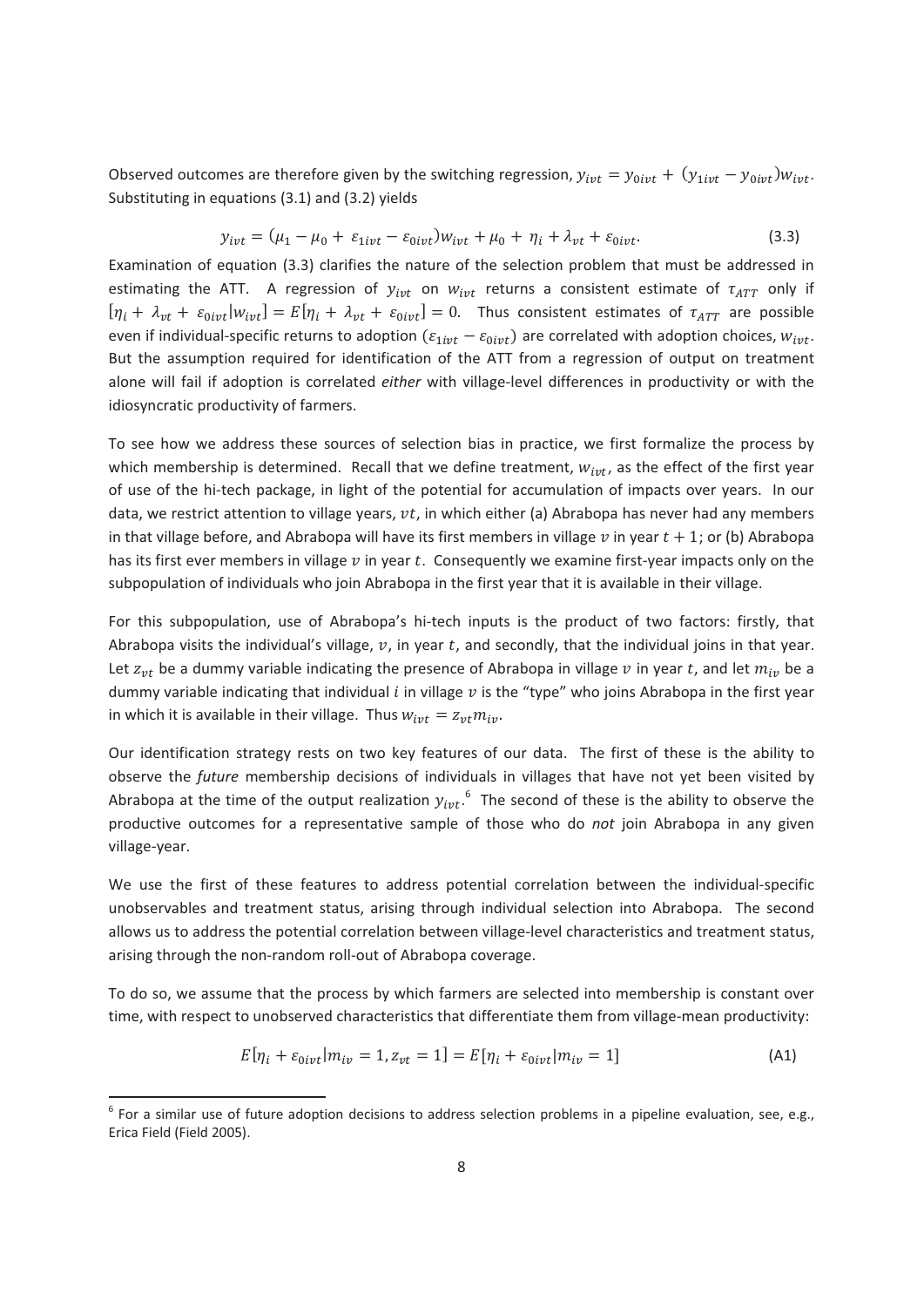Observed outcomes are therefore given by the switching regression, $y_{ivt} = y_{0ivt} + (y_{1ivt} - y_{0ivt})w_{ivt}$. Substituting in equations (3.1) and (3.2) yields

$$y_{ivt} = (\mu_1 - \mu_0 + \varepsilon_{1ivt} - \varepsilon_{0ivt})w_{ivt} + \mu_0 + \eta_i + \lambda_{vt} + \varepsilon_{0ivt}. \tag{3.3}$$

Examination of equation (3.3) clarifies the nature of the selection problem that must be addressed in estimating the ATT. A regression of $y_{ivt}$ on $w_{ivt}$ returns a consistent estimate of $\tau_{ATT}$ only if $[\eta_i + \lambda_{vt} + \varepsilon_{0ivt}|w_{ivt}] = E[\eta_i + \lambda_{vt} + \varepsilon_{0ivt}] = 0$. Thus consistent estimates of $\tau_{ATT}$ are possible even if individual-specific returns to adoption $(\varepsilon_{1ivt} - \varepsilon_{0ivt})$ are correlated with adoption choices, $w_{ivt}$. But the assumption required for identification of the ATT from a regression of output on treatment alone will fail if adoption is correlated *either* with village-level differences in productivity or with the idiosyncratic productivity of farmers.

To see how we address these sources of selection bias in practice, we first formalize the process by which membership is determined. Recall that we define treatment, $w_{ivt}$, as the effect of the first year of use of the hi-tech package, in light of the potential for accumulation of impacts over years. In our data, we restrict attention to village years, $vt$, in which either (a) Abrabopa has never had any members in that village before, and Abrabopa will have its first members in village $v$ in year $t+1$; or (b) Abrabopa has its first ever members in village $v$ in year $t$. Consequently we examine first-year impacts only on the subpopulation of individuals who join Abrabopa in the first year that it is available in their village.

For this subpopulation, use of Abrabopa's hi-tech inputs is the product of two factors: firstly, that Abrabopa visits the individual's village, $v$, in year $t$, and secondly, that the individual joins in that year. Let $z_{vt}$ be a dummy variable indicating the presence of Abrabopa in village $v$ in year $t$, and let $m_{iv}$ be a dummy variable indicating that individual $i$ in village $v$ is the "type" who joins Abrabopa in the first year in which it is available in their village. Thus $w_{ivt} = z_{vt}m_{iv}$.

Our identification strategy rests on two key features of our data. The first of these is the ability to observe the *future* membership decisions of individuals in villages that have not yet been visited by Abrabopa at the time of the output realization $y_{ivt}$.[6] The second of these is the ability to observe the productive outcomes for a representative sample of those who do *not* join Abrabopa in any given village-year.

We use the first of these features to address potential correlation between the individual-specific unobservables and treatment status, arising through individual selection into Abrabopa. The second allows us to address the potential correlation between village-level characteristics and treatment status, arising through the non-random roll-out of Abrabopa coverage.

To do so, we assume that the process by which farmers are selected into membership is constant over time, with respect to unobserved characteristics that differentiate them from village-mean productivity:

$$E[\eta_i + \varepsilon_{0ivt}|m_{iv} = 1, z_{vt} = 1] = E[\eta_i + \varepsilon_{0ivt}|m_{iv} = 1] \tag{A1}$$

[6] For a similar use of future adoption decisions to address selection problems in a pipeline evaluation, see, e.g., Erica Field (Field 2005).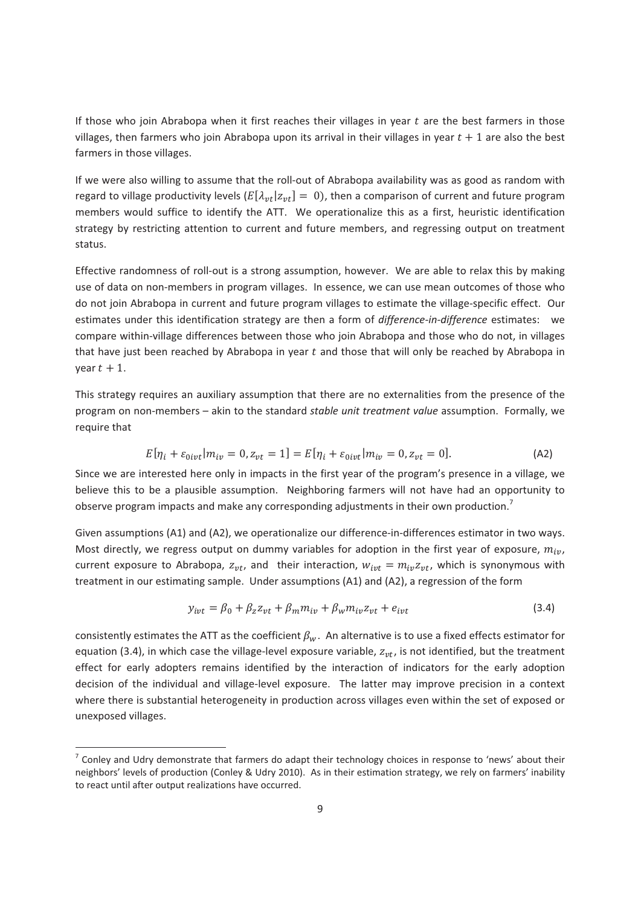If those who join Abrabopa when it first reaches their villages in year $t$ are the best farmers in those villages, then farmers who join Abrabopa upon its arrival in their villages in year $t+1$ are also the best farmers in those villages.

If we were also willing to assume that the roll-out of Abrabopa availability was as good as random with regard to village productivity levels ($E[\lambda_{vt}|z_{vt}] = 0$), then a comparison of current and future program members would suffice to identify the ATT. We operationalize this as a first, heuristic identification strategy by restricting attention to current and future members, and regressing output on treatment status.

Effective randomness of roll-out is a strong assumption, however. We are able to relax this by making use of data on non-members in program villages. In essence, we can use mean outcomes of those who do not join Abrabopa in current and future program villages to estimate the village-specific effect. Our estimates under this identification strategy are then a form of *difference-in-difference* estimates: we compare within-village differences between those who join Abrabopa and those who do not, in villages that have just been reached by Abrabopa in year $t$ and those that will only be reached by Abrabopa in year $t+1$.

This strategy requires an auxiliary assumption that there are no externalities from the presence of the program on non-members – akin to the standard *stable unit treatment value* assumption. Formally, we require that

$$E[\eta_i + \varepsilon_{0ivt}|m_{iv} = 0, z_{vt} = 1] = E[\eta_i + \varepsilon_{0ivt}|m_{iv} = 0, z_{vt} = 0]. \tag{A2}$$

Since we are interested here only in impacts in the first year of the program's presence in a village, we believe this to be a plausible assumption. Neighboring farmers will not have had an opportunity to observe program impacts and make any corresponding adjustments in their own production.[7]

Given assumptions (A1) and (A2), we operationalize our difference-in-differences estimator in two ways. Most directly, we regress output on dummy variables for adoption in the first year of exposure, $m_{iv}$, current exposure to Abrabopa, $z_{vt}$, and their interaction, $w_{ivt} = m_{iv}z_{vt}$, which is synonymous with treatment in our estimating sample. Under assumptions (A1) and (A2), a regression of the form

$$y_{ivt} = \beta_0 + \beta_z z_{vt} + \beta_m m_{iv} + \beta_w m_{iv} z_{vt} + e_{ivt} \tag{3.4}$$

consistently estimates the ATT as the coefficient $\beta_w$. An alternative is to use a fixed effects estimator for equation (3.4), in which case the village-level exposure variable, $z_{vt}$, is not identified, but the treatment effect for early adopters remains identified by the interaction of indicators for the early adoption decision of the individual and village-level exposure. The latter may improve precision in a context where there is substantial heterogeneity in production across villages even within the set of exposed or unexposed villages.

[7] Conley and Udry demonstrate that farmers do adapt their technology choices in response to 'news' about their neighbors' levels of production (Conley & Udry 2010). As in their estimation strategy, we rely on farmers' inability to react until after output realizations have occurred.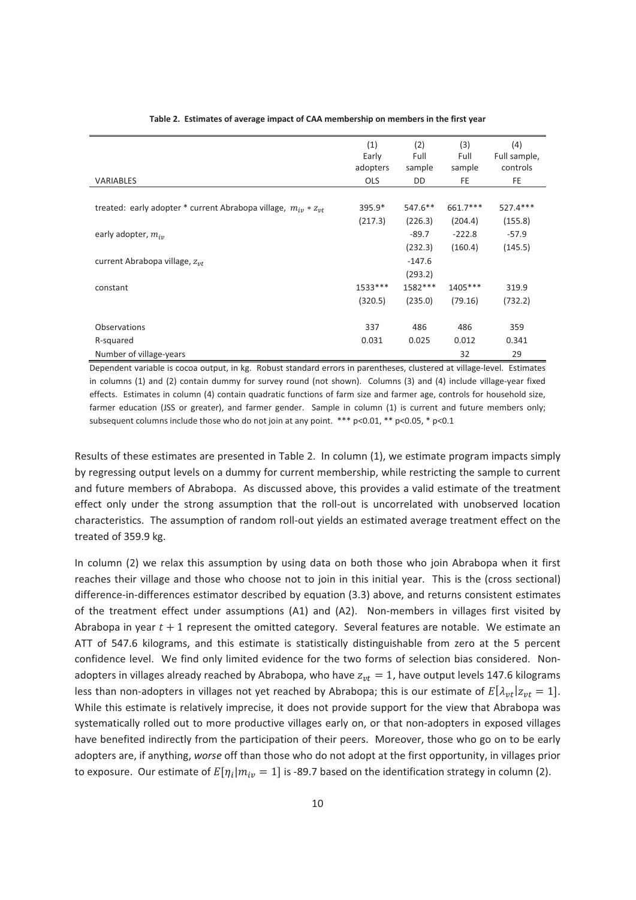**Table 2. Estimates of average impact of CAA membership on members in the first year**

| | (1) | (2) | (3) | (4) |
|---|---|---|---|---|
| | Early adopters | Full sample | Full sample | Full sample, controls |
| VARIABLES | OLS | DD | FE | FE |
| treated: early adopter * current Abrabopa village, $m_{iv} * z_{vt}$ | 395.9* | 547.6** | 661.7*** | 527.4*** |
| | (217.3) | (226.3) | (204.4) | (155.8) |
| early adopter, $m_{iv}$ | | -89.7 | -222.8 | -57.9 |
| | | (232.3) | (160.4) | (145.5) |
| current Abrabopa village, $z_{vt}$ | | -147.6 | | |
| | | (293.2) | | |
| constant | 1533*** | 1582*** | 1405*** | 319.9 |
| | (320.5) | (235.0) | (79.16) | (732.2) |
| Observations | 337 | 486 | 486 | 359 |
| R-squared | 0.031 | 0.025 | 0.012 | 0.341 |
| Number of village-years | | | 32 | 29 |

Dependent variable is cocoa output, in kg. Robust standard errors in parentheses, clustered at village-level. Estimates in columns (1) and (2) contain dummy for survey round (not shown). Columns (3) and (4) include village-year fixed effects. Estimates in column (4) contain quadratic functions of farm size and farmer age, controls for household size, farmer education (JSS or greater), and farmer gender. Sample in column (1) is current and future members only; subsequent columns include those who do not join at any point. *** p<0.01, ** p<0.05, * p<0.1

Results of these estimates are presented in Table 2. In column (1), we estimate program impacts simply by regressing output levels on a dummy for current membership, while restricting the sample to current and future members of Abrabopa. As discussed above, this provides a valid estimate of the treatment effect only under the strong assumption that the roll-out is uncorrelated with unobserved location characteristics. The assumption of random roll-out yields an estimated average treatment effect on the treated of 359.9 kg.

In column (2) we relax this assumption by using data on both those who join Abrabopa when it first reaches their village and those who choose not to join in this initial year. This is the (cross sectional) difference-in-differences estimator described by equation (3.3) above, and returns consistent estimates of the treatment effect under assumptions (A1) and (A2). Non-members in villages first visited by Abrabopa in year $t + 1$ represent the omitted category. Several features are notable. We estimate an ATT of 547.6 kilograms, and this estimate is statistically distinguishable from zero at the 5 percent confidence level. We find only limited evidence for the two forms of selection bias considered. Non-adopters in villages already reached by Abrabopa, who have $z_{vt} = 1$, have output levels 147.6 kilograms less than non-adopters in villages not yet reached by Abrabopa; this is our estimate of $E[\lambda_{vt}|z_{vt} = 1]$. While this estimate is relatively imprecise, it does not provide support for the view that Abrabopa was systematically rolled out to more productive villages early on, or that non-adopters in exposed villages have benefited indirectly from the participation of their peers. Moreover, those who go on to be early adopters are, if anything, *worse* off than those who do not adopt at the first opportunity, in villages prior to exposure. Our estimate of $E[\eta_i|m_{iv} = 1]$ is -89.7 based on the identification strategy in column (2).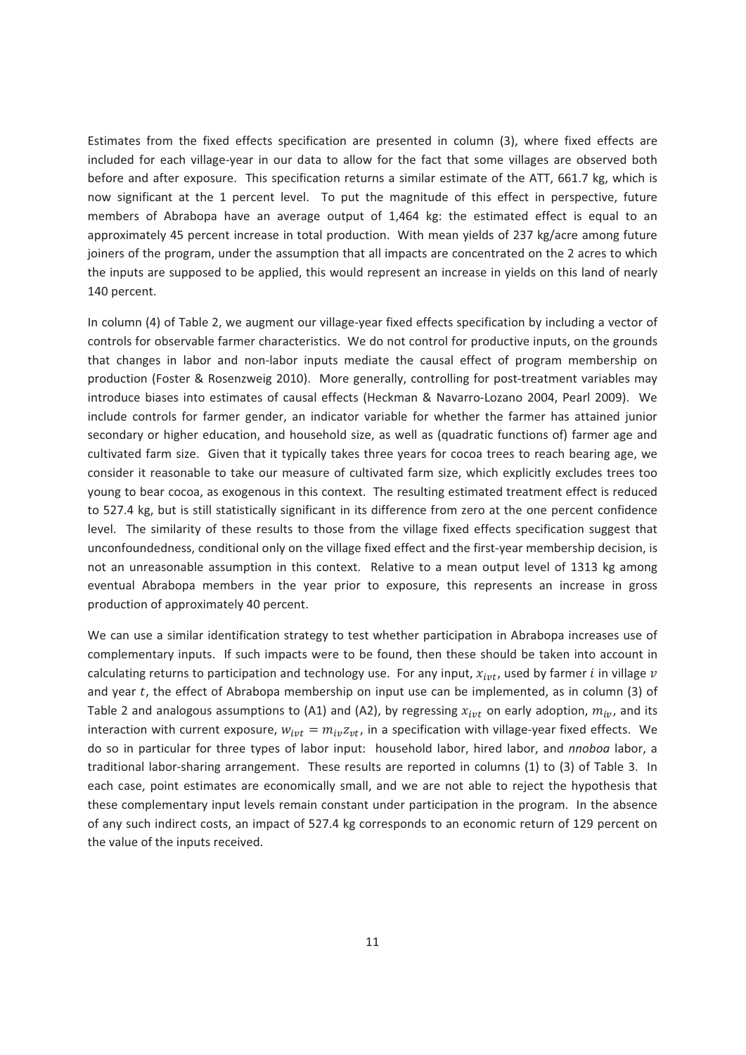Estimates from the fixed effects specification are presented in column (3), where fixed effects are included for each village-year in our data to allow for the fact that some villages are observed both before and after exposure. This specification returns a similar estimate of the ATT, 661.7 kg, which is now significant at the 1 percent level. To put the magnitude of this effect in perspective, future members of Abrabopa have an average output of 1,464 kg: the estimated effect is equal to an approximately 45 percent increase in total production. With mean yields of 237 kg/acre among future joiners of the program, under the assumption that all impacts are concentrated on the 2 acres to which the inputs are supposed to be applied, this would represent an increase in yields on this land of nearly 140 percent.

In column (4) of Table 2, we augment our village-year fixed effects specification by including a vector of controls for observable farmer characteristics. We do not control for productive inputs, on the grounds that changes in labor and non-labor inputs mediate the causal effect of program membership on production (Foster & Rosenzweig 2010). More generally, controlling for post-treatment variables may introduce biases into estimates of causal effects (Heckman & Navarro-Lozano 2004, Pearl 2009). We include controls for farmer gender, an indicator variable for whether the farmer has attained junior secondary or higher education, and household size, as well as (quadratic functions of) farmer age and cultivated farm size. Given that it typically takes three years for cocoa trees to reach bearing age, we consider it reasonable to take our measure of cultivated farm size, which explicitly excludes trees too young to bear cocoa, as exogenous in this context. The resulting estimated treatment effect is reduced to 527.4 kg, but is still statistically significant in its difference from zero at the one percent confidence level. The similarity of these results to those from the village fixed effects specification suggest that unconfoundedness, conditional only on the village fixed effect and the first-year membership decision, is not an unreasonable assumption in this context. Relative to a mean output level of 1313 kg among eventual Abrabopa members in the year prior to exposure, this represents an increase in gross production of approximately 40 percent.

We can use a similar identification strategy to test whether participation in Abrabopa increases use of complementary inputs. If such impacts were to be found, then these should be taken into account in calculating returns to participation and technology use. For any input, $x_{ivt}$, used by farmer $i$ in village $v$ and year $t$, the effect of Abrabopa membership on input use can be implemented, as in column (3) of Table 2 and analogous assumptions to (A1) and (A2), by regressing $x_{ivt}$ on early adoption, $m_{iv}$, and its interaction with current exposure, $w_{ivt} = m_{iv}z_{vt}$, in a specification with village-year fixed effects. We do so in particular for three types of labor input: household labor, hired labor, and *nnoboa* labor, a traditional labor-sharing arrangement. These results are reported in columns (1) to (3) of Table 3. In each case, point estimates are economically small, and we are not able to reject the hypothesis that these complementary input levels remain constant under participation in the program. In the absence of any such indirect costs, an impact of 527.4 kg corresponds to an economic return of 129 percent on the value of the inputs received.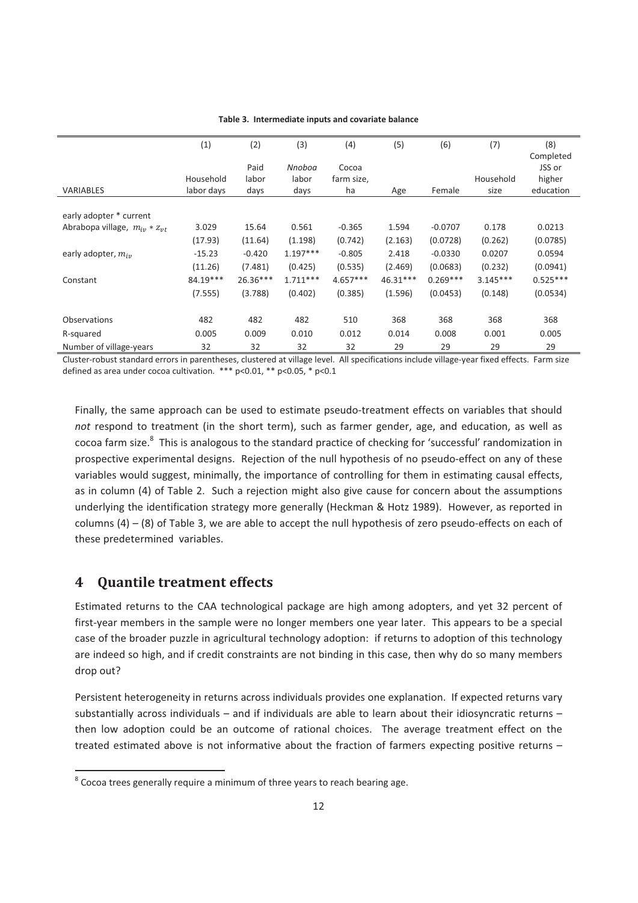**Table 3. Intermediate inputs and covariate balance**

| VARIABLES | (1) Household labor days | (2) Paid labor days | (3) *Nnoboa* labor days | (4) Cocoa farm size, ha | (5) Age | (6) Female | (7) Household size | (8) Completed JSS or higher education |
|---|---|---|---|---|---|---|---|---|
| early adopter * current Abrabopa village, $m_{iv} * z_{vt}$ | 3.029 | 15.64 | 0.561 | -0.365 | 1.594 | -0.0707 | 0.178 | 0.0213 |
| | (17.93) | (11.64) | (1.198) | (0.742) | (2.163) | (0.0728) | (0.262) | (0.0785) |
| early adopter, $m_{iv}$ | -15.23 | -0.420 | 1.197*** | -0.805 | 2.418 | -0.0330 | 0.0207 | 0.0594 |
| | (11.26) | (7.481) | (0.425) | (0.535) | (2.469) | (0.0683) | (0.232) | (0.0941) |
| Constant | 84.19*** | 26.36*** | 1.711*** | 4.657*** | 46.31*** | 0.269*** | 3.145*** | 0.525*** |
| | (7.555) | (3.788) | (0.402) | (0.385) | (1.596) | (0.0453) | (0.148) | (0.0534) |
| Observations | 482 | 482 | 482 | 510 | 368 | 368 | 368 | 368 |
| R-squared | 0.005 | 0.009 | 0.010 | 0.012 | 0.014 | 0.008 | 0.001 | 0.005 |
| Number of village-years | 32 | 32 | 32 | 32 | 29 | 29 | 29 | 29 |

Cluster-robust standard errors in parentheses, clustered at village level. All specifications include village-year fixed effects. Farm size defined as area under cocoa cultivation. *** p<0.01, ** p<0.05, * p<0.1

Finally, the same approach can be used to estimate pseudo-treatment effects on variables that should *not* respond to treatment (in the short term), such as farmer gender, age, and education, as well as cocoa farm size.[8] This is analogous to the standard practice of checking for 'successful' randomization in prospective experimental designs. Rejection of the null hypothesis of no pseudo-effect on any of these variables would suggest, minimally, the importance of controlling for them in estimating causal effects, as in column (4) of Table 2. Such a rejection might also give cause for concern about the assumptions underlying the identification strategy more generally (Heckman & Hotz 1989). However, as reported in columns (4) – (8) of Table 3, we are able to accept the null hypothesis of zero pseudo-effects on each of these predetermined variables.

# 4 Quantile treatment effects

Estimated returns to the CAA technological package are high among adopters, and yet 32 percent of first-year members in the sample were no longer members one year later. This appears to be a special case of the broader puzzle in agricultural technology adoption: if returns to adoption of this technology are indeed so high, and if credit constraints are not binding in this case, then why do so many members drop out?

Persistent heterogeneity in returns across individuals provides one explanation. If expected returns vary substantially across individuals – and if individuals are able to learn about their idiosyncratic returns – then low adoption could be an outcome of rational choices. The average treatment effect on the treated estimated above is not informative about the fraction of farmers expecting positive returns –

[8] Cocoa trees generally require a minimum of three years to reach bearing age.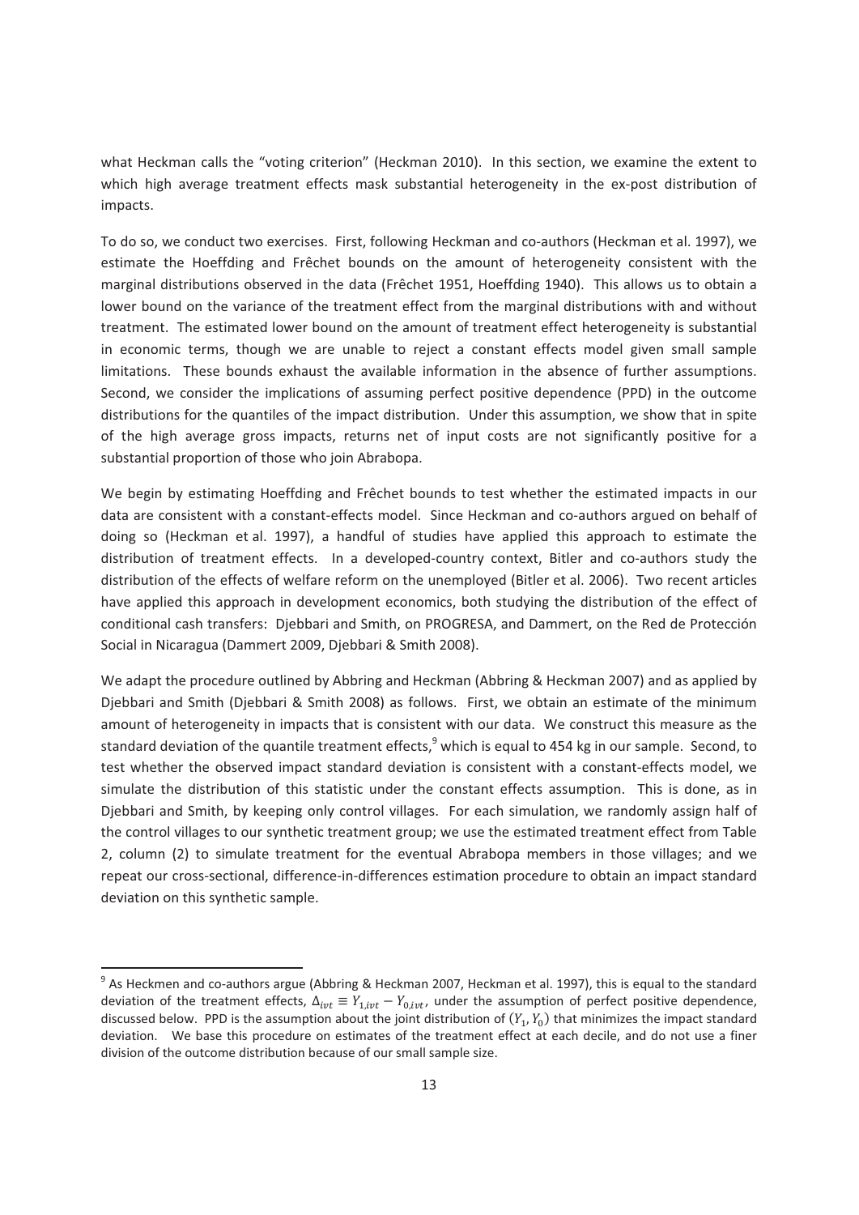what Heckman calls the "voting criterion" (Heckman 2010). In this section, we examine the extent to which high average treatment effects mask substantial heterogeneity in the ex-post distribution of impacts.

To do so, we conduct two exercises. First, following Heckman and co-authors (Heckman et al. 1997), we estimate the Hoeffding and Frêchet bounds on the amount of heterogeneity consistent with the marginal distributions observed in the data (Frêchet 1951, Hoeffding 1940). This allows us to obtain a lower bound on the variance of the treatment effect from the marginal distributions with and without treatment. The estimated lower bound on the amount of treatment effect heterogeneity is substantial in economic terms, though we are unable to reject a constant effects model given small sample limitations. These bounds exhaust the available information in the absence of further assumptions. Second, we consider the implications of assuming perfect positive dependence (PPD) in the outcome distributions for the quantiles of the impact distribution. Under this assumption, we show that in spite of the high average gross impacts, returns net of input costs are not significantly positive for a substantial proportion of those who join Abrabopa.

We begin by estimating Hoeffding and Frêchet bounds to test whether the estimated impacts in our data are consistent with a constant-effects model. Since Heckman and co-authors argued on behalf of doing so (Heckman et al. 1997), a handful of studies have applied this approach to estimate the distribution of treatment effects. In a developed-country context, Bitler and co-authors study the distribution of the effects of welfare reform on the unemployed (Bitler et al. 2006). Two recent articles have applied this approach in development economics, both studying the distribution of the effect of conditional cash transfers: Djebbari and Smith, on PROGRESA, and Dammert, on the Red de Protección Social in Nicaragua (Dammert 2009, Djebbari & Smith 2008).

We adapt the procedure outlined by Abbring and Heckman (Abbring & Heckman 2007) and as applied by Djebbari and Smith (Djebbari & Smith 2008) as follows. First, we obtain an estimate of the minimum amount of heterogeneity in impacts that is consistent with our data. We construct this measure as the standard deviation of the quantile treatment effects,[9] which is equal to 454 kg in our sample. Second, to test whether the observed impact standard deviation is consistent with a constant-effects model, we simulate the distribution of this statistic under the constant effects assumption. This is done, as in Djebbari and Smith, by keeping only control villages. For each simulation, we randomly assign half of the control villages to our synthetic treatment group; we use the estimated treatment effect from Table 2, column (2) to simulate treatment for the eventual Abrabopa members in those villages; and we repeat our cross-sectional, difference-in-differences estimation procedure to obtain an impact standard deviation on this synthetic sample.

[9] As Heckmen and co-authors argue (Abbring & Heckman 2007, Heckman et al. 1997), this is equal to the standard deviation of the treatment effects, $\Delta_{ivt} \equiv Y_{1,ivt} - Y_{0,ivt}$, under the assumption of perfect positive dependence, discussed below. PPD is the assumption about the joint distribution of $(Y_1, Y_0)$ that minimizes the impact standard deviation. We base this procedure on estimates of the treatment effect at each decile, and do not use a finer division of the outcome distribution because of our small sample size.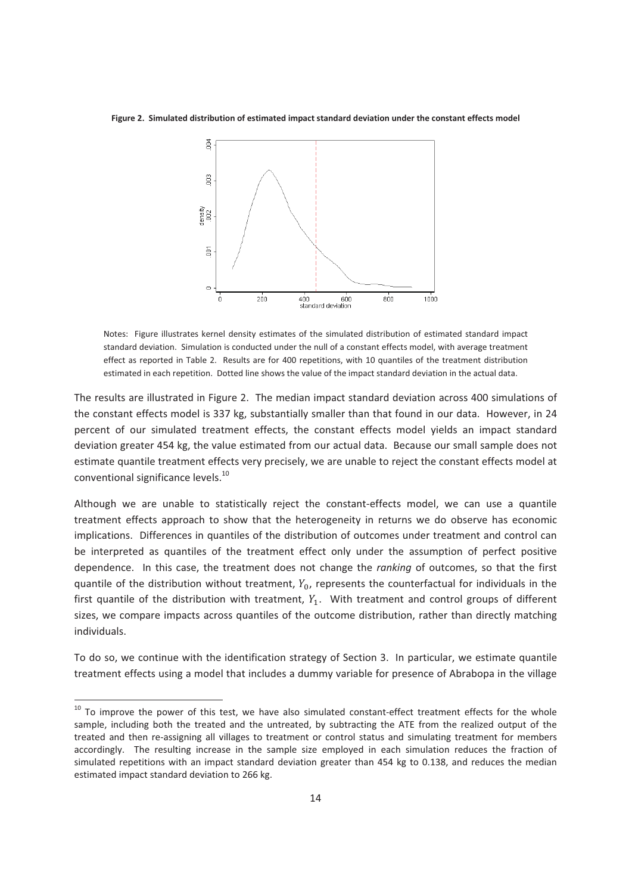**Figure 2. Simulated distribution of estimated impact standard deviation under the constant effects model**

density

.004

.003

.002

.001

0

0

200

400

600

800

1000

standard deviation

Notes: Figure illustrates kernel density estimates of the simulated distribution of estimated standard impact standard deviation. Simulation is conducted under the null of a constant effects model, with average treatment effect as reported in Table 2. Results are for 400 repetitions, with 10 quantiles of the treatment distribution estimated in each repetition. Dotted line shows the value of the impact standard deviation in the actual data.

The results are illustrated in Figure 2. The median impact standard deviation across 400 simulations of the constant effects model is 337 kg, substantially smaller than that found in our data. However, in 24 percent of our simulated treatment effects, the constant effects model yields an impact standard deviation greater 454 kg, the value estimated from our actual data. Because our small sample does not estimate quantile treatment effects very precisely, we are unable to reject the constant effects model at conventional significance levels.[10]

Although we are unable to statistically reject the constant-effects model, we can use a quantile treatment effects approach to show that the heterogeneity in returns we do observe has economic implications. Differences in quantiles of the distribution of outcomes under treatment and control can be interpreted as quantiles of the treatment effect only under the assumption of perfect positive dependence. In this case, the treatment does not change the *ranking* of outcomes, so that the first quantile of the distribution without treatment, $Y_0$, represents the counterfactual for individuals in the first quantile of the distribution with treatment, $Y_1$. With treatment and control groups of different sizes, we compare impacts across quantiles of the outcome distribution, rather than directly matching individuals.

To do so, we continue with the identification strategy of Section 3. In particular, we estimate quantile treatment effects using a model that includes a dummy variable for presence of Abrabopa in the village

[10] To improve the power of this test, we have also simulated constant-effect treatment effects for the whole sample, including both the treated and the untreated, by subtracting the ATE from the realized output of the treated and then re-assigning all villages to treatment or control status and simulating treatment for members accordingly. The resulting increase in the sample size employed in each simulation reduces the fraction of simulated repetitions with an impact standard deviation greater than 454 kg to 0.138, and reduces the median estimated impact standard deviation to 266 kg.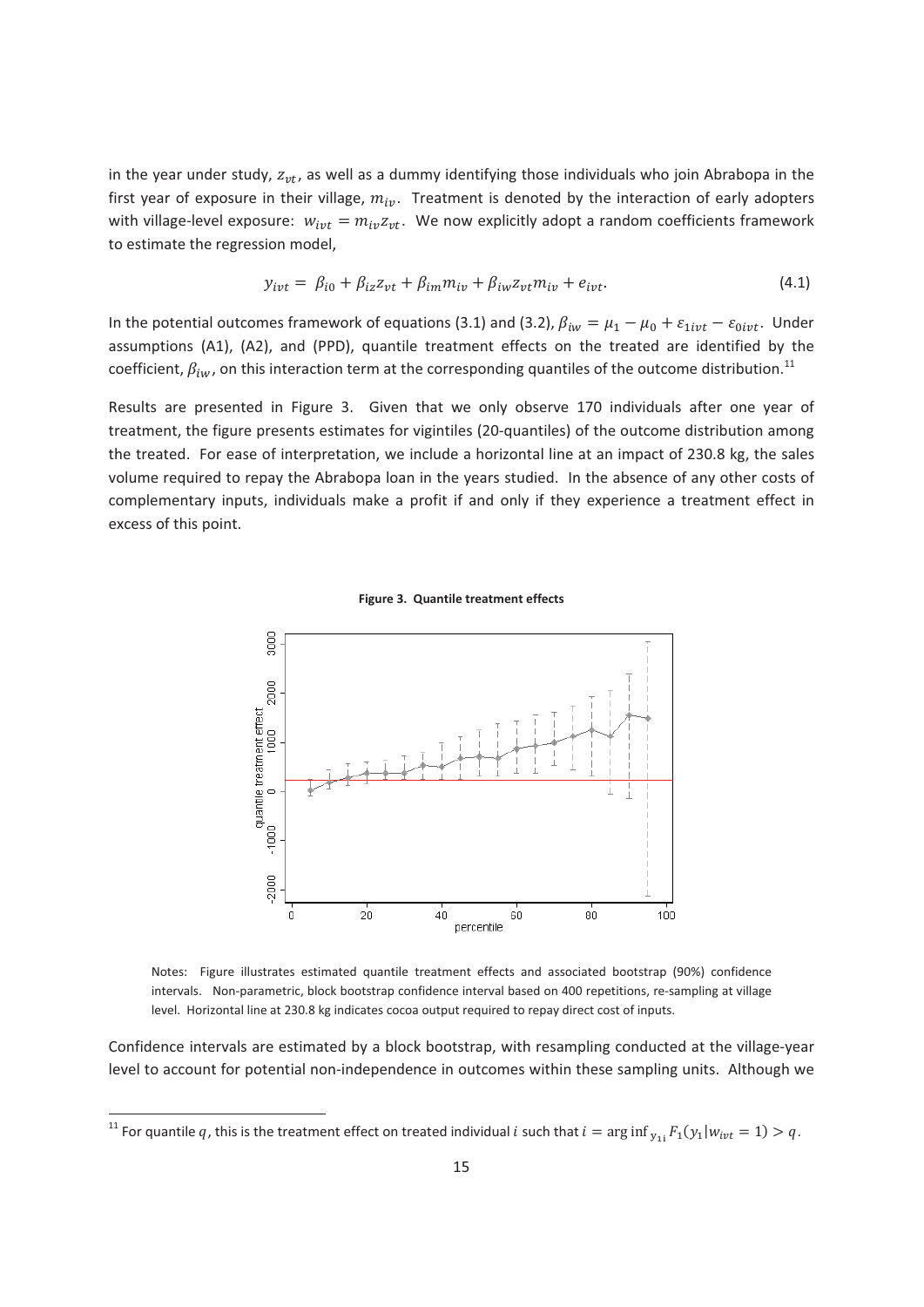in the year under study, $z_{vt}$, as well as a dummy identifying those individuals who join Abrabopa in the first year of exposure in their village, $m_{iv}$. Treatment is denoted by the interaction of early adopters with village-level exposure: $w_{ivt} = m_{iv}z_{vt}$. We now explicitly adopt a random coefficients framework to estimate the regression model,

$$y_{ivt} = \beta_{i0} + \beta_{iz}z_{vt} + \beta_{im}m_{iv} + \beta_{iw}z_{vt}m_{iv} + e_{ivt}. \tag{4.1}$$

In the potential outcomes framework of equations (3.1) and (3.2), $\beta_{iw} = \mu_1 - \mu_0 + \varepsilon_{1ivt} - \varepsilon_{0ivt}$. Under assumptions (A1), (A2), and (PPD), quantile treatment effects on the treated are identified by the coefficient, $\beta_{iw}$, on this interaction term at the corresponding quantiles of the outcome distribution.[11]

Results are presented in Figure 3. Given that we only observe 170 individuals after one year of treatment, the figure presents estimates for vigintiles (20-quantiles) of the outcome distribution among the treated. For ease of interpretation, we include a horizontal line at an impact of 230.8 kg, the sales volume required to repay the Abrabopa loan in the years studied. In the absence of any other costs of complementary inputs, individuals make a profit if and only if they experience a treatment effect in excess of this point.

**Figure 3. Quantile treatment effects**

quantile treatment effect

3000
2000
1000
0
-1000
-2000

0 20 40 60 80 100

percentile

Notes: Figure illustrates estimated quantile treatment effects and associated bootstrap (90%) confidence intervals. Non-parametric, block bootstrap confidence interval based on 400 repetitions, re-sampling at village level. Horizontal line at 230.8 kg indicates cocoa output required to repay direct cost of inputs.

Confidence intervals are estimated by a block bootstrap, with resampling conducted at the village-year level to account for potential non-independence in outcomes within these sampling units. Although we

[11] For quantile $q$, this is the treatment effect on treated individual $i$ such that $i = \arg\inf_{y_{1i}} F_1(y_1|w_{ivt} = 1) > q$.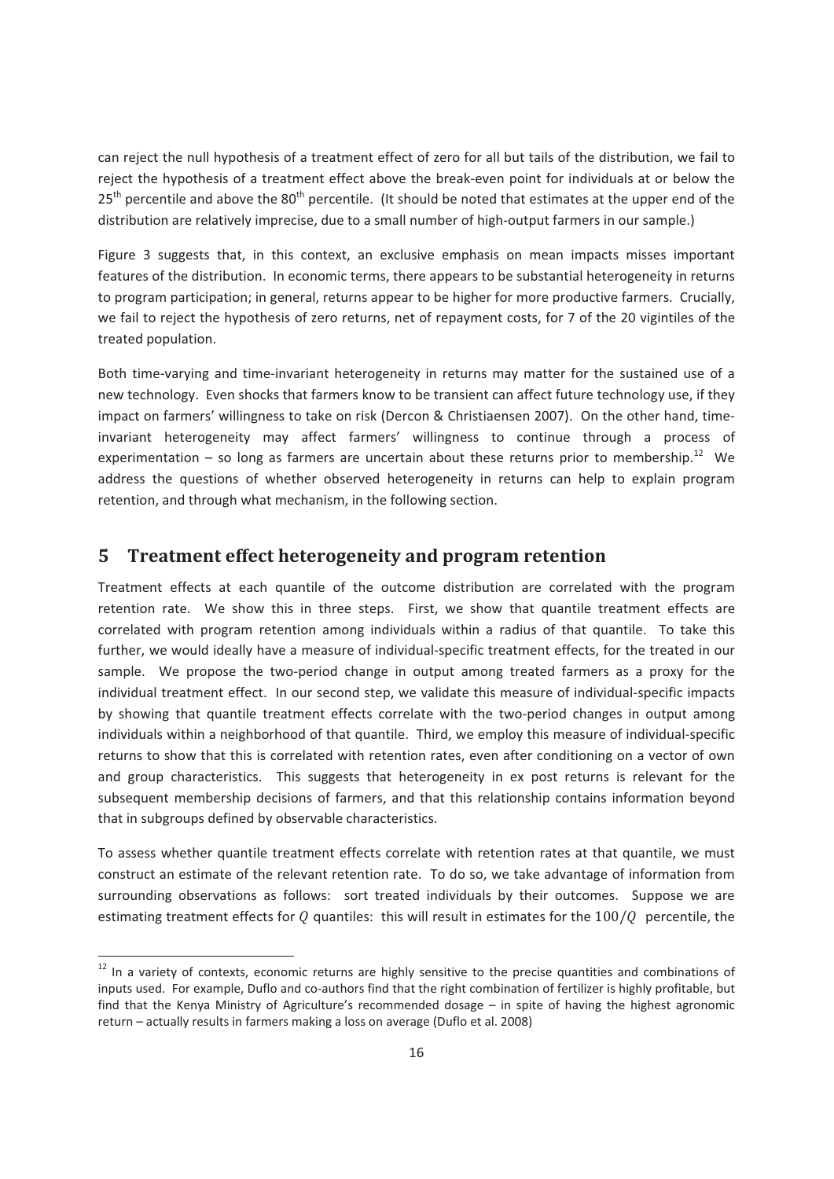can reject the null hypothesis of a treatment effect of zero for all but tails of the distribution, we fail to reject the hypothesis of a treatment effect above the break-even point for individuals at or below the $25^{th}$ percentile and above the $80^{th}$ percentile. (It should be noted that estimates at the upper end of the distribution are relatively imprecise, due to a small number of high-output farmers in our sample.)

Figure 3 suggests that, in this context, an exclusive emphasis on mean impacts misses important features of the distribution. In economic terms, there appears to be substantial heterogeneity in returns to program participation; in general, returns appear to be higher for more productive farmers. Crucially, we fail to reject the hypothesis of zero returns, net of repayment costs, for 7 of the 20 vigintiles of the treated population.

Both time-varying and time-invariant heterogeneity in returns may matter for the sustained use of a new technology. Even shocks that farmers know to be transient can affect future technology use, if they impact on farmers' willingness to take on risk (Dercon & Christiaensen 2007). On the other hand, time-invariant heterogeneity may affect farmers' willingness to continue through a process of experimentation – so long as farmers are uncertain about these returns prior to membership.[12] We address the questions of whether observed heterogeneity in returns can help to explain program retention, and through what mechanism, in the following section.

# 5 Treatment effect heterogeneity and program retention

Treatment effects at each quantile of the outcome distribution are correlated with the program retention rate. We show this in three steps. First, we show that quantile treatment effects are correlated with program retention among individuals within a radius of that quantile. To take this further, we would ideally have a measure of individual-specific treatment effects, for the treated in our sample. We propose the two-period change in output among treated farmers as a proxy for the individual treatment effect. In our second step, we validate this measure of individual-specific impacts by showing that quantile treatment effects correlate with the two-period changes in output among individuals within a neighborhood of that quantile. Third, we employ this measure of individual-specific returns to show that this is correlated with retention rates, even after conditioning on a vector of own and group characteristics. This suggests that heterogeneity in ex post returns is relevant for the subsequent membership decisions of farmers, and that this relationship contains information beyond that in subgroups defined by observable characteristics.

To assess whether quantile treatment effects correlate with retention rates at that quantile, we must construct an estimate of the relevant retention rate. To do so, we take advantage of information from surrounding observations as follows: sort treated individuals by their outcomes. Suppose we are estimating treatment effects for $Q$ quantiles: this will result in estimates for the $100/Q$ percentile, the

[12] In a variety of contexts, economic returns are highly sensitive to the precise quantities and combinations of inputs used. For example, Duflo and co-authors find that the right combination of fertilizer is highly profitable, but find that the Kenya Ministry of Agriculture's recommended dosage – in spite of having the highest agronomic return – actually results in farmers making a loss on average (Duflo et al. 2008)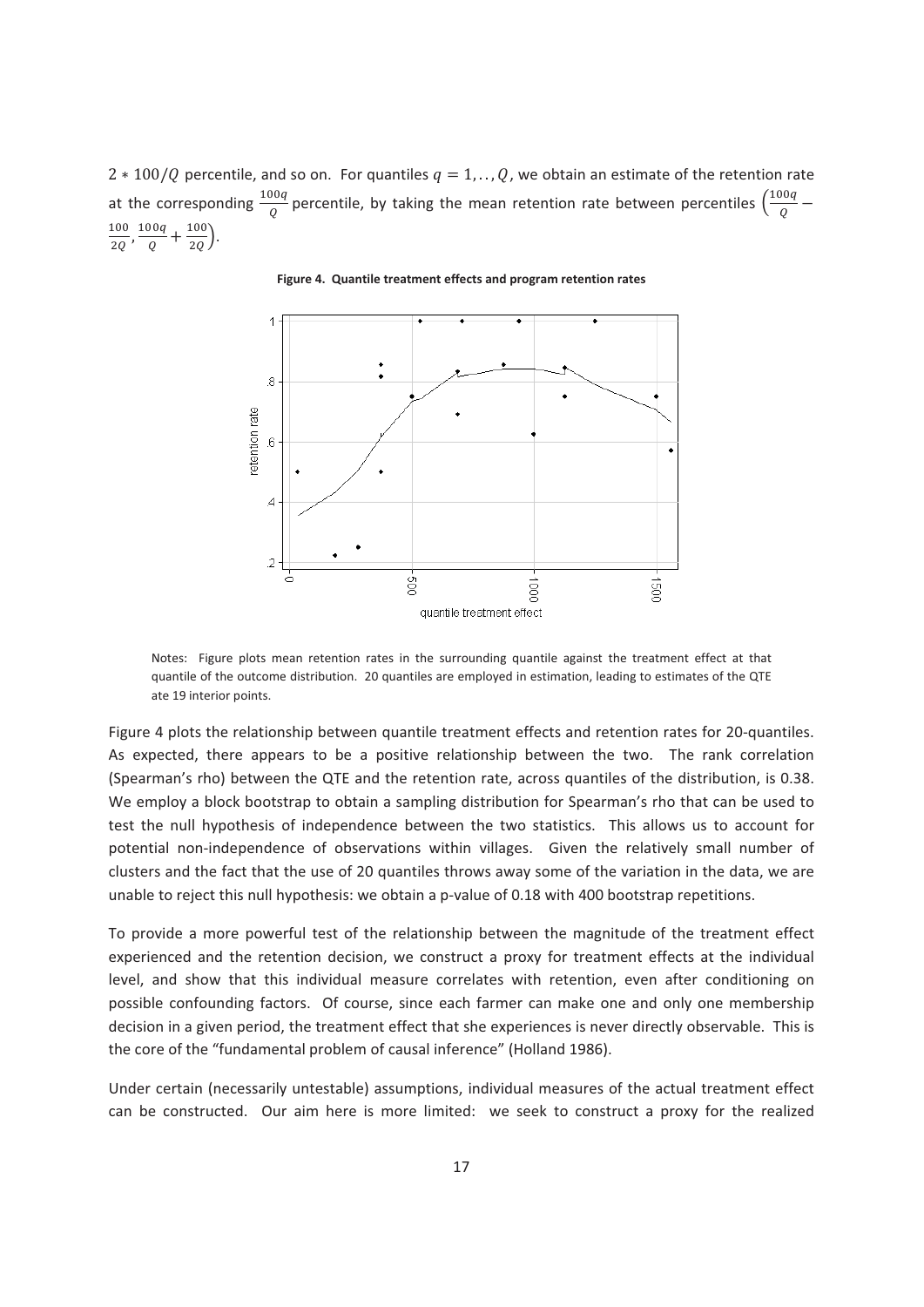$2 * 100/Q$ percentile, and so on. For quantiles $q = 1, .., Q$, we obtain an estimate of the retention rate at the corresponding $\frac{100q}{Q}$ percentile, by taking the mean retention rate between percentiles $\left(\frac{100q}{Q} - \frac{100}{2Q}, \frac{100q}{Q} + \frac{100}{2Q}\right)$.

**Figure 4. Quantile treatment effects and program retention rates**

retention rate

1
.8
.6
.4
.2

0
500
1000
1500

quantile treatment effect

Notes: Figure plots mean retention rates in the surrounding quantile against the treatment effect at that quantile of the outcome distribution. 20 quantiles are employed in estimation, leading to estimates of the QTE ate 19 interior points.

Figure 4 plots the relationship between quantile treatment effects and retention rates for 20-quantiles. As expected, there appears to be a positive relationship between the two. The rank correlation (Spearman's rho) between the QTE and the retention rate, across quantiles of the distribution, is 0.38. We employ a block bootstrap to obtain a sampling distribution for Spearman's rho that can be used to test the null hypothesis of independence between the two statistics. This allows us to account for potential non-independence of observations within villages. Given the relatively small number of clusters and the fact that the use of 20 quantiles throws away some of the variation in the data, we are unable to reject this null hypothesis: we obtain a p-value of 0.18 with 400 bootstrap repetitions.

To provide a more powerful test of the relationship between the magnitude of the treatment effect experienced and the retention decision, we construct a proxy for treatment effects at the individual level, and show that this individual measure correlates with retention, even after conditioning on possible confounding factors. Of course, since each farmer can make one and only one membership decision in a given period, the treatment effect that she experiences is never directly observable. This is the core of the "fundamental problem of causal inference" (Holland 1986).

Under certain (necessarily untestable) assumptions, individual measures of the actual treatment effect can be constructed. Our aim here is more limited: we seek to construct a proxy for the realized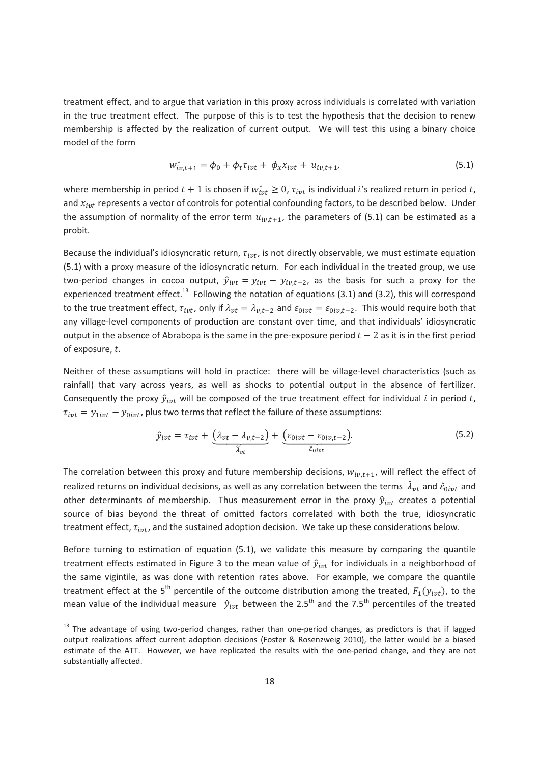treatment effect, and to argue that variation in this proxy across individuals is correlated with variation in the true treatment effect. The purpose of this is to test the hypothesis that the decision to renew membership is affected by the realization of current output. We will test this using a binary choice model of the form

$$w^*_{iv,t+1} = \phi_0 + \phi_\tau \tau_{ivt} + \phi_x x_{ivt} + u_{iv,t+1}, \tag{5.1}$$

where membership in period $t+1$ is chosen if $w^*_{ivt} \geq 0$, $\tau_{ivt}$ is individual $i$'s realized return in period $t$, and $x_{ivt}$ represents a vector of controls for potential confounding factors, to be described below. Under the assumption of normality of the error term $u_{iv,t+1}$, the parameters of (5.1) can be estimated as a probit.

Because the individual's idiosyncratic return, $\tau_{ivt}$, is not directly observable, we must estimate equation (5.1) with a proxy measure of the idiosyncratic return. For each individual in the treated group, we use two-period changes in cocoa output, $\hat{y}_{ivt} = y_{ivt} - y_{iv,t-2}$, as the basis for such a proxy for the experienced treatment effect.[13] Following the notation of equations (3.1) and (3.2), this will correspond to the true treatment effect, $\tau_{ivt}$, only if $\lambda_{vt} = \lambda_{v,t-2}$ and $\varepsilon_{0ivt} = \varepsilon_{0iv,t-2}$. This would require both that any village-level components of production are constant over time, and that individuals' idiosyncratic output in the absence of Abrabopa is the same in the pre-exposure period $t-2$ as it is in the first period of exposure, $t$.

Neither of these assumptions will hold in practice: there will be village-level characteristics (such as rainfall) that vary across years, as well as shocks to potential output in the absence of fertilizer. Consequently the proxy $\hat{y}_{ivt}$ will be composed of the true treatment effect for individual $i$ in period $t$, $\tau_{ivt} = y_{1ivt} - y_{0ivt}$, plus two terms that reflect the failure of these assumptions:

$$\hat{y}_{ivt} = \tau_{ivt} + \underbrace{\left(\lambda_{vt} - \lambda_{v,t-2}\right)}_{\hat{\lambda}_{vt}} + \underbrace{\left(\varepsilon_{0ivt} - \varepsilon_{0iv,t-2}\right)}_{\hat{\varepsilon}_{0ivt}}. \tag{5.2}$$

The correlation between this proxy and future membership decisions, $w_{iv,t+1}$, will reflect the effect of realized returns on individual decisions, as well as any correlation between the terms $\hat{\lambda}_{vt}$ and $\hat{\varepsilon}_{0ivt}$ and other determinants of membership. Thus measurement error in the proxy $\hat{y}_{ivt}$ creates a potential source of bias beyond the threat of omitted factors correlated with both the true, idiosyncratic treatment effect, $\tau_{ivt}$, and the sustained adoption decision. We take up these considerations below.

Before turning to estimation of equation (5.1), we validate this measure by comparing the quantile treatment effects estimated in Figure 3 to the mean value of $\hat{y}_{ivt}$ for individuals in a neighborhood of the same vigintile, as was done with retention rates above. For example, we compare the quantile treatment effect at the 5th percentile of the outcome distribution among the treated, $F_1(y_{ivt})$, to the mean value of the individual measure $\hat{y}_{ivt}$ between the 2.5th and the 7.5th percentiles of the treated

[13] The advantage of using two-period changes, rather than one-period changes, as predictors is that if lagged output realizations affect current adoption decisions (Foster & Rosenzweig 2010), the latter would be a biased estimate of the ATT. However, we have replicated the results with the one-period change, and they are not substantially affected.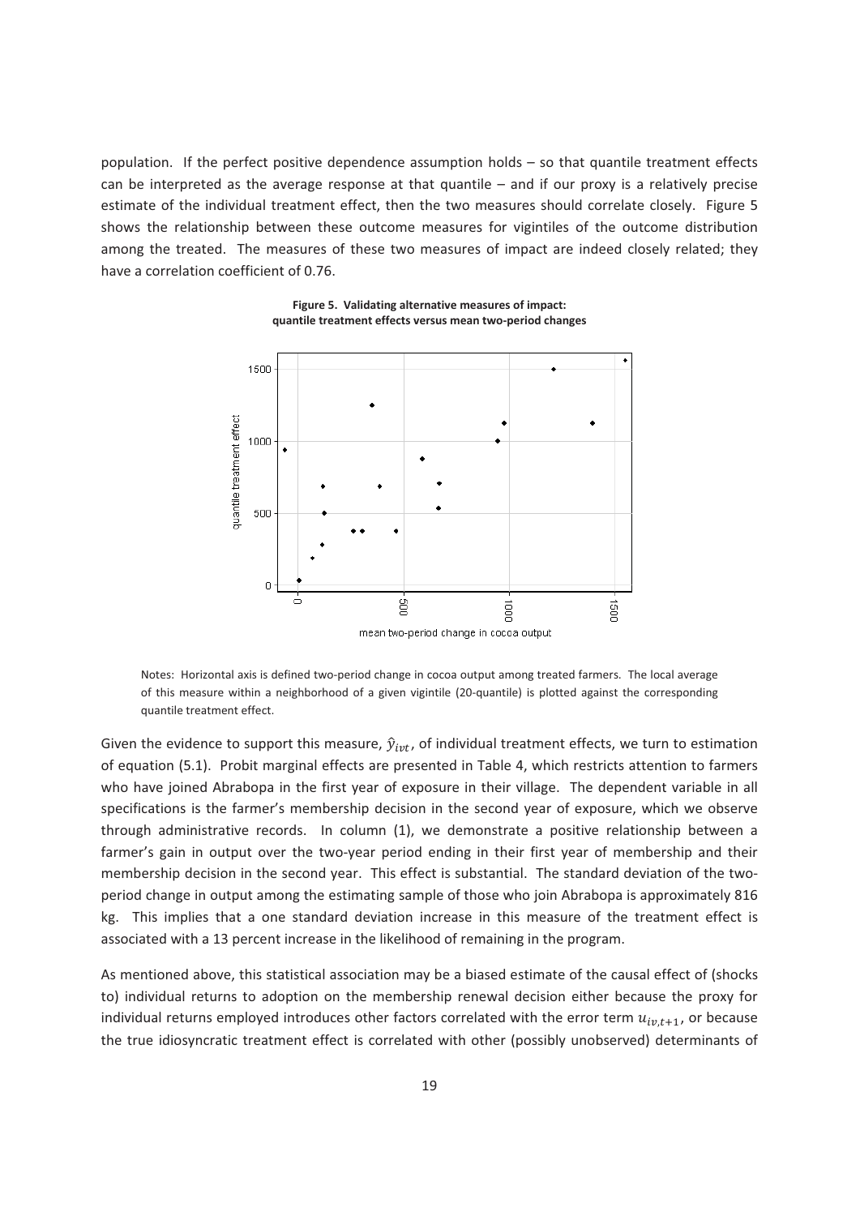population. If the perfect positive dependence assumption holds – so that quantile treatment effects can be interpreted as the average response at that quantile – and if our proxy is a relatively precise estimate of the individual treatment effect, then the two measures should correlate closely. Figure 5 shows the relationship between these outcome measures for vigintiles of the outcome distribution among the treated. The measures of these two measures of impact are indeed closely related; they have a correlation coefficient of 0.76.

**Figure 5. Validating alternative measures of impact: quantile treatment effects versus mean two-period changes**

quantile treatment effect

1500
1000
500
0

0
500
1000
1500

mean two-period change in cocoa output

Notes: Horizontal axis is defined two-period change in cocoa output among treated farmers. The local average of this measure within a neighborhood of a given vigintile (20-quantile) is plotted against the corresponding quantile treatment effect.

Given the evidence to support this measure, $\hat{y}_{ivt}$, of individual treatment effects, we turn to estimation of equation (5.1). Probit marginal effects are presented in Table 4, which restricts attention to farmers who have joined Abrabopa in the first year of exposure in their village. The dependent variable in all specifications is the farmer's membership decision in the second year of exposure, which we observe through administrative records. In column (1), we demonstrate a positive relationship between a farmer's gain in output over the two-year period ending in their first year of membership and their membership decision in the second year. This effect is substantial. The standard deviation of the two-period change in output among the estimating sample of those who join Abrabopa is approximately 816 kg. This implies that a one standard deviation increase in this measure of the treatment effect is associated with a 13 percent increase in the likelihood of remaining in the program.

As mentioned above, this statistical association may be a biased estimate of the causal effect of (shocks to) individual returns to adoption on the membership renewal decision either because the proxy for individual returns employed introduces other factors correlated with the error term $u_{iv,t+1}$, or because the true idiosyncratic treatment effect is correlated with other (possibly unobserved) determinants of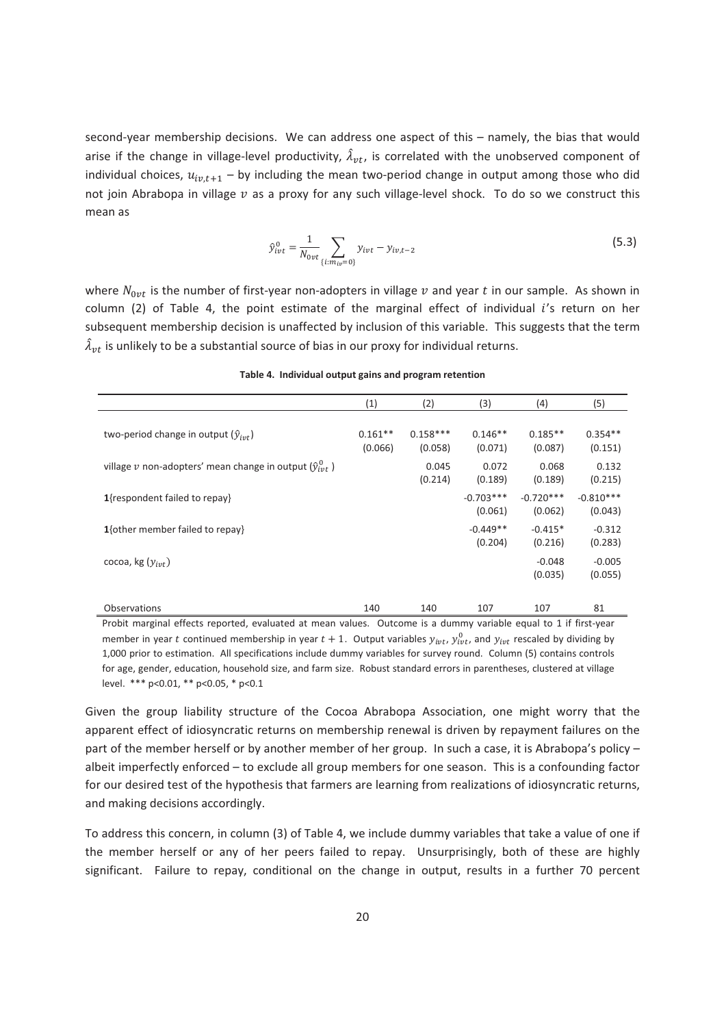second-year membership decisions. We can address one aspect of this – namely, the bias that would arise if the change in village-level productivity, $\hat{\lambda}_{vt}$, is correlated with the unobserved component of individual choices, $u_{iv,t+1}$ – by including the mean two-period change in output among those who did not join Abrabopa in village $v$ as a proxy for any such village-level shock. To do so we construct this mean as

$$\hat{y}^0_{ivt} = \frac{1}{N_{0vt}} \sum_{\{i: m_{iv}=0\}} y_{ivt} - y_{iv,t-2} \tag{5.3}$$

where $N_{0vt}$ is the number of first-year non-adopters in village $v$ and year $t$ in our sample. As shown in column (2) of Table 4, the point estimate of the marginal effect of individual $i$'s return on her subsequent membership decision is unaffected by inclusion of this variable. This suggests that the term $\hat{\lambda}_{vt}$ is unlikely to be a substantial source of bias in our proxy for individual returns.

**Table 4. Individual output gains and program retention**

| | (1) | (2) | (3) | (4) | (5) |
|---|---|---|---|---|---|
| two-period change in output ($\hat{y}_{ivt}$) | 0.161** | 0.158*** | 0.146** | 0.185** | 0.354** |
| | (0.066) | (0.058) | (0.071) | (0.087) | (0.151) |
| village $v$ non-adopters' mean change in output ($\hat{y}^0_{ivt}$) | | 0.045 | 0.072 | 0.068 | 0.132 |
| | | (0.214) | (0.189) | (0.189) | (0.215) |
| **1**{respondent failed to repay} | | | -0.703*** | -0.720*** | -0.810*** |
| | | | (0.061) | (0.062) | (0.043) |
| **1**{other member failed to repay} | | | -0.449** | -0.415* | -0.312 |
| | | | (0.204) | (0.216) | (0.283) |
| cocoa, kg ($y_{ivt}$) | | | | -0.048 | -0.005 |
| | | | | (0.035) | (0.055) |
| Observations | 140 | 140 | 107 | 107 | 81 |

Probit marginal effects reported, evaluated at mean values. Outcome is a dummy variable equal to 1 if first-year member in year $t$ continued membership in year $t+1$. Output variables $y_{ivt}$, $y^0_{ivt}$, and $y_{ivt}$ rescaled by dividing by 1,000 prior to estimation. All specifications include dummy variables for survey round. Column (5) contains controls for age, gender, education, household size, and farm size. Robust standard errors in parentheses, clustered at village level. *** p<0.01, ** p<0.05, * p<0.1

Given the group liability structure of the Cocoa Abrabopa Association, one might worry that the apparent effect of idiosyncratic returns on membership renewal is driven by repayment failures on the part of the member herself or by another member of her group. In such a case, it is Abrabopa's policy – albeit imperfectly enforced – to exclude all group members for one season. This is a confounding factor for our desired test of the hypothesis that farmers are learning from realizations of idiosyncratic returns, and making decisions accordingly.

To address this concern, in column (3) of Table 4, we include dummy variables that take a value of one if the member herself or any of her peers failed to repay. Unsurprisingly, both of these are highly significant. Failure to repay, conditional on the change in output, results in a further 70 percent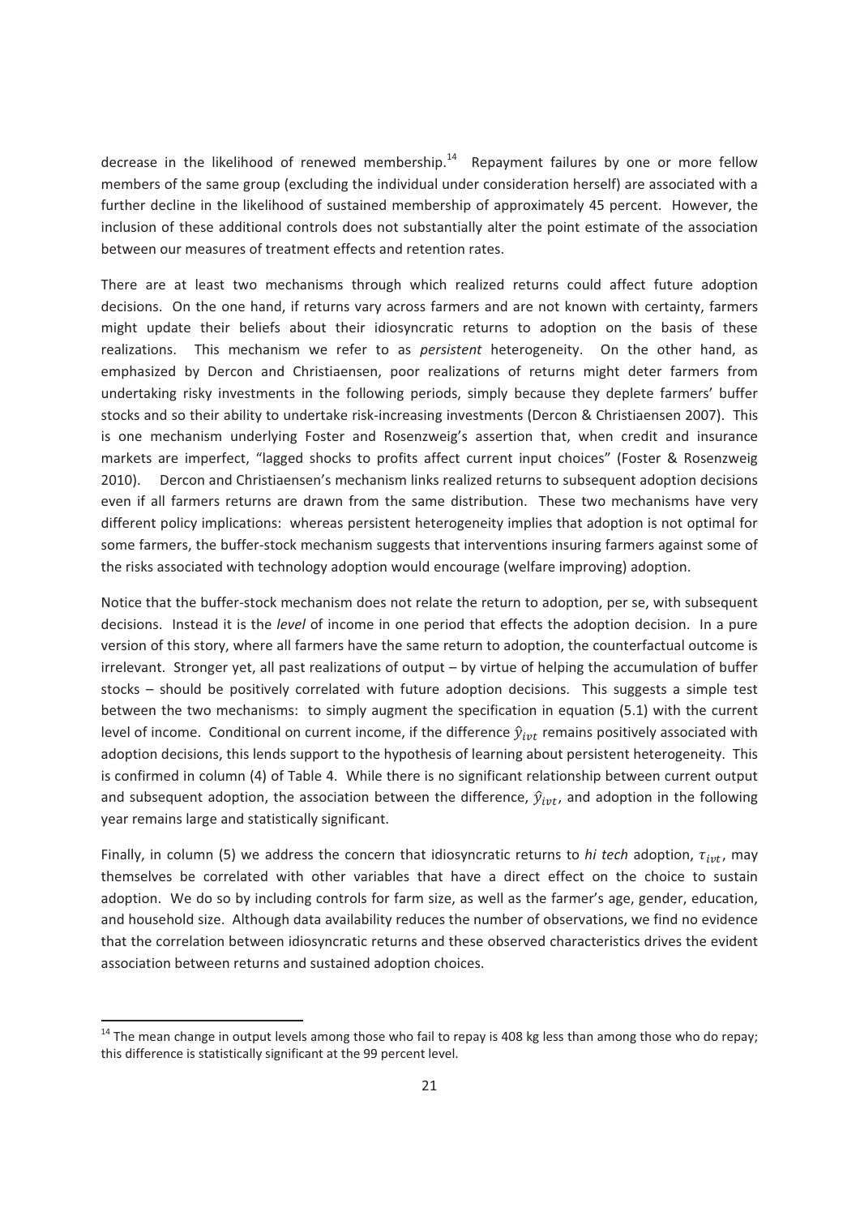decrease in the likelihood of renewed membership.[14] Repayment failures by one or more fellow members of the same group (excluding the individual under consideration herself) are associated with a further decline in the likelihood of sustained membership of approximately 45 percent. However, the inclusion of these additional controls does not substantially alter the point estimate of the association between our measures of treatment effects and retention rates.

There are at least two mechanisms through which realized returns could affect future adoption decisions. On the one hand, if returns vary across farmers and are not known with certainty, farmers might update their beliefs about their idiosyncratic returns to adoption on the basis of these realizations. This mechanism we refer to as *persistent* heterogeneity. On the other hand, as emphasized by Dercon and Christiaensen, poor realizations of returns might deter farmers from undertaking risky investments in the following periods, simply because they deplete farmers' buffer stocks and so their ability to undertake risk-increasing investments (Dercon & Christiaensen 2007). This is one mechanism underlying Foster and Rosenzweig's assertion that, when credit and insurance markets are imperfect, "lagged shocks to profits affect current input choices" (Foster & Rosenzweig 2010). Dercon and Christiaensen's mechanism links realized returns to subsequent adoption decisions even if all farmers returns are drawn from the same distribution. These two mechanisms have very different policy implications: whereas persistent heterogeneity implies that adoption is not optimal for some farmers, the buffer-stock mechanism suggests that interventions insuring farmers against some of the risks associated with technology adoption would encourage (welfare improving) adoption.

Notice that the buffer-stock mechanism does not relate the return to adoption, per se, with subsequent decisions. Instead it is the *level* of income in one period that effects the adoption decision. In a pure version of this story, where all farmers have the same return to adoption, the counterfactual outcome is irrelevant. Stronger yet, all past realizations of output – by virtue of helping the accumulation of buffer stocks – should be positively correlated with future adoption decisions. This suggests a simple test between the two mechanisms: to simply augment the specification in equation (5.1) with the current level of income. Conditional on current income, if the difference $\hat{y}_{ivt}$ remains positively associated with adoption decisions, this lends support to the hypothesis of learning about persistent heterogeneity. This is confirmed in column (4) of Table 4. While there is no significant relationship between current output and subsequent adoption, the association between the difference, $\hat{y}_{ivt}$, and adoption in the following year remains large and statistically significant.

Finally, in column (5) we address the concern that idiosyncratic returns to *hi tech* adoption, $\tau_{ivt}$, may themselves be correlated with other variables that have a direct effect on the choice to sustain adoption. We do so by including controls for farm size, as well as the farmer's age, gender, education, and household size. Although data availability reduces the number of observations, we find no evidence that the correlation between idiosyncratic returns and these observed characteristics drives the evident association between returns and sustained adoption choices.

[14] The mean change in output levels among those who fail to repay is 408 kg less than among those who do repay; this difference is statistically significant at the 99 percent level.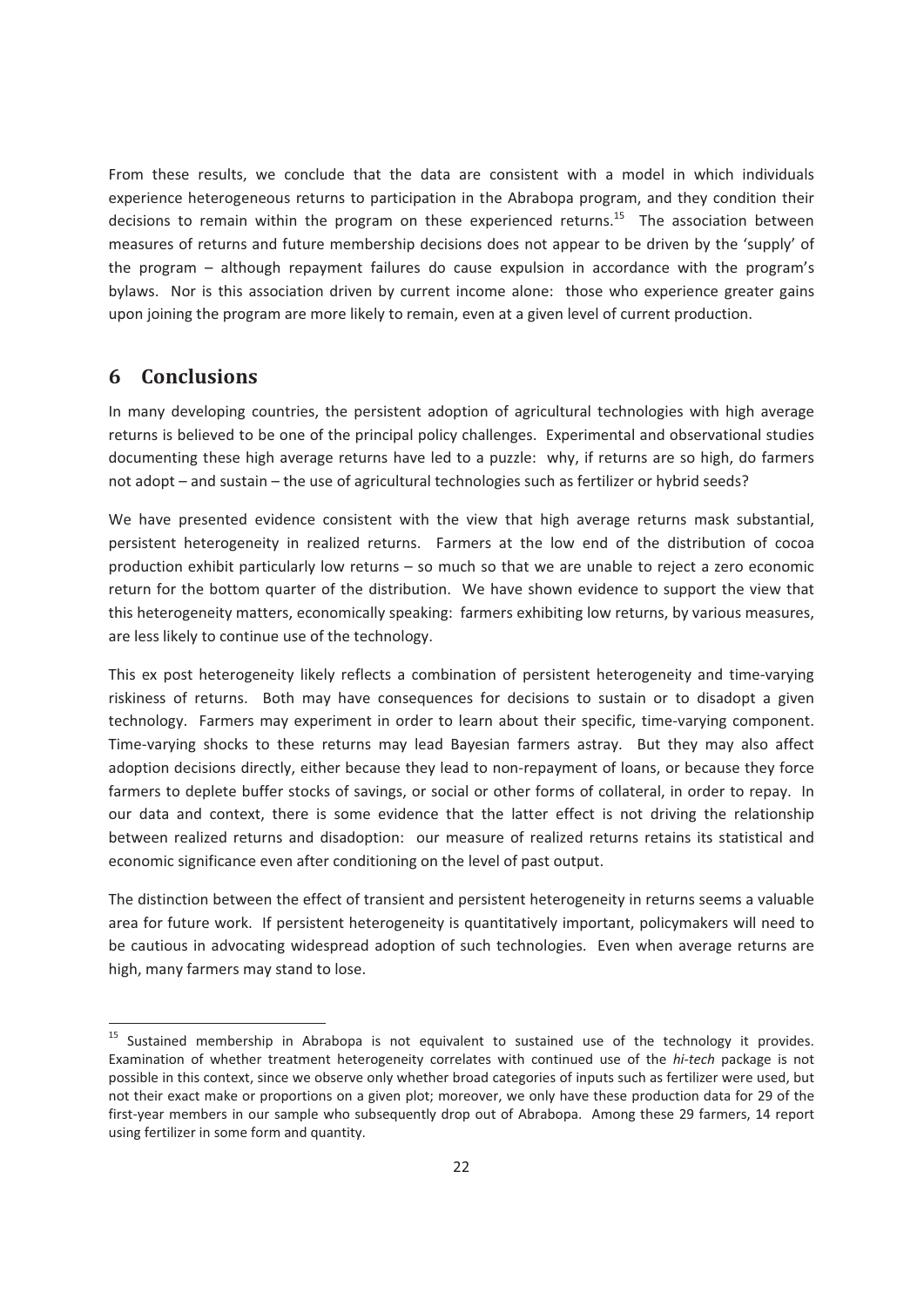From these results, we conclude that the data are consistent with a model in which individuals experience heterogeneous returns to participation in the Abrabopa program, and they condition their decisions to remain within the program on these experienced returns.[15] The association between measures of returns and future membership decisions does not appear to be driven by the 'supply' of the program – although repayment failures do cause expulsion in accordance with the program's bylaws. Nor is this association driven by current income alone: those who experience greater gains upon joining the program are more likely to remain, even at a given level of current production.

## 6 Conclusions

In many developing countries, the persistent adoption of agricultural technologies with high average returns is believed to be one of the principal policy challenges. Experimental and observational studies documenting these high average returns have led to a puzzle: why, if returns are so high, do farmers not adopt – and sustain – the use of agricultural technologies such as fertilizer or hybrid seeds?

We have presented evidence consistent with the view that high average returns mask substantial, persistent heterogeneity in realized returns. Farmers at the low end of the distribution of cocoa production exhibit particularly low returns – so much so that we are unable to reject a zero economic return for the bottom quarter of the distribution. We have shown evidence to support the view that this heterogeneity matters, economically speaking: farmers exhibiting low returns, by various measures, are less likely to continue use of the technology.

This ex post heterogeneity likely reflects a combination of persistent heterogeneity and time-varying riskiness of returns. Both may have consequences for decisions to sustain or to disadopt a given technology. Farmers may experiment in order to learn about their specific, time-varying component. Time-varying shocks to these returns may lead Bayesian farmers astray. But they may also affect adoption decisions directly, either because they lead to non-repayment of loans, or because they force farmers to deplete buffer stocks of savings, or social or other forms of collateral, in order to repay. In our data and context, there is some evidence that the latter effect is not driving the relationship between realized returns and disadoption: our measure of realized returns retains its statistical and economic significance even after conditioning on the level of past output.

The distinction between the effect of transient and persistent heterogeneity in returns seems a valuable area for future work. If persistent heterogeneity is quantitatively important, policymakers will need to be cautious in advocating widespread adoption of such technologies. Even when average returns are high, many farmers may stand to lose.

---

[15] Sustained membership in Abrabopa is not equivalent to sustained use of the technology it provides. Examination of whether treatment heterogeneity correlates with continued use of the *hi-tech* package is not possible in this context, since we observe only whether broad categories of inputs such as fertilizer were used, but not their exact make or proportions on a given plot; moreover, we only have these production data for 29 of the first-year members in our sample who subsequently drop out of Abrabopa. Among these 29 farmers, 14 report using fertilizer in some form and quantity.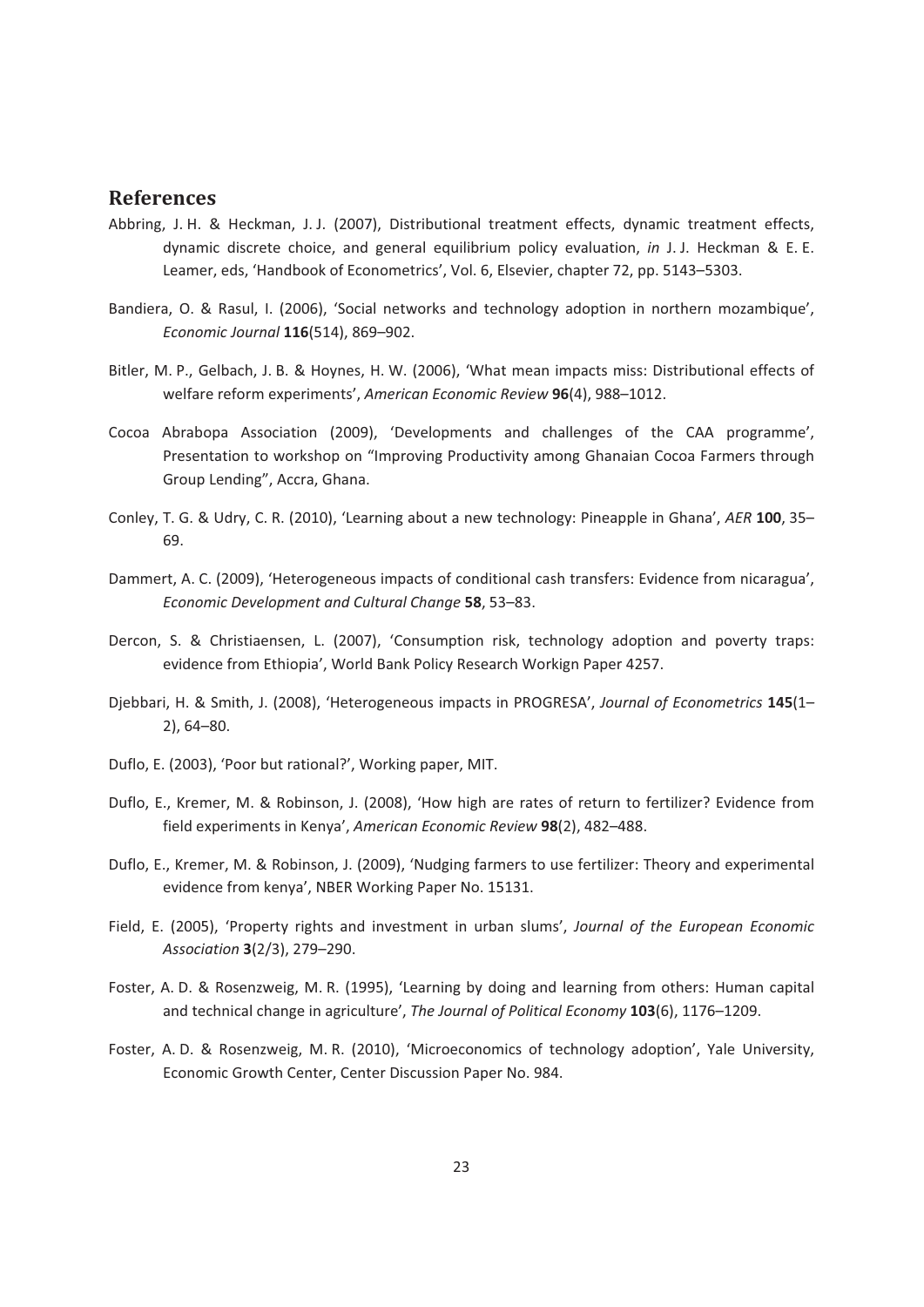## References

Abbring, J. H. & Heckman, J. J. (2007), Distributional treatment effects, dynamic treatment effects, dynamic discrete choice, and general equilibrium policy evaluation, *in* J. J. Heckman & E. E. Leamer, eds, 'Handbook of Econometrics', Vol. 6, Elsevier, chapter 72, pp. 5143–5303.

Bandiera, O. & Rasul, I. (2006), 'Social networks and technology adoption in northern mozambique', *Economic Journal* **116**(514), 869–902.

Bitler, M. P., Gelbach, J. B. & Hoynes, H. W. (2006), 'What mean impacts miss: Distributional effects of welfare reform experiments', *American Economic Review* **96**(4), 988–1012.

Cocoa Abrabopa Association (2009), 'Developments and challenges of the CAA programme', Presentation to workshop on "Improving Productivity among Ghanaian Cocoa Farmers through Group Lending", Accra, Ghana.

Conley, T. G. & Udry, C. R. (2010), 'Learning about a new technology: Pineapple in Ghana', *AER* **100**, 35–69.

Dammert, A. C. (2009), 'Heterogeneous impacts of conditional cash transfers: Evidence from nicaragua', *Economic Development and Cultural Change* **58**, 53–83.

Dercon, S. & Christiaensen, L. (2007), 'Consumption risk, technology adoption and poverty traps: evidence from Ethiopia', World Bank Policy Research Workign Paper 4257.

Djebbari, H. & Smith, J. (2008), 'Heterogeneous impacts in PROGRESA', *Journal of Econometrics* **145**(1–2), 64–80.

Duflo, E. (2003), 'Poor but rational?', Working paper, MIT.

Duflo, E., Kremer, M. & Robinson, J. (2008), 'How high are rates of return to fertilizer? Evidence from field experiments in Kenya', *American Economic Review* **98**(2), 482–488.

Duflo, E., Kremer, M. & Robinson, J. (2009), 'Nudging farmers to use fertilizer: Theory and experimental evidence from kenya', NBER Working Paper No. 15131.

Field, E. (2005), 'Property rights and investment in urban slums', *Journal of the European Economic Association* **3**(2/3), 279–290.

Foster, A. D. & Rosenzweig, M. R. (1995), 'Learning by doing and learning from others: Human capital and technical change in agriculture', *The Journal of Political Economy* **103**(6), 1176–1209.

Foster, A. D. & Rosenzweig, M. R. (2010), 'Microeconomics of technology adoption', Yale University, Economic Growth Center, Center Discussion Paper No. 984.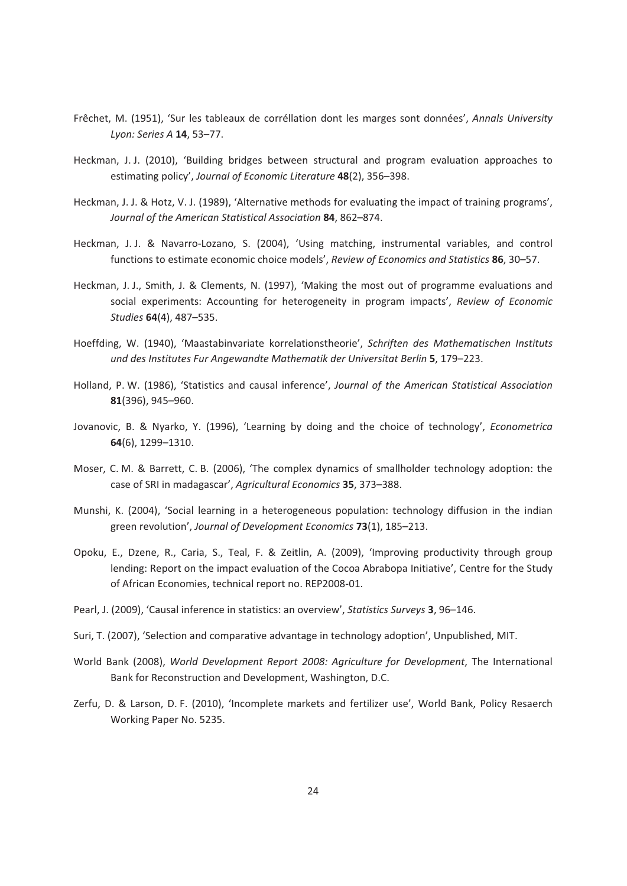Frêchet, M. (1951), 'Sur les tableaux de corréllation dont les marges sont données', *Annals University Lyon: Series A* **14**, 53–77.

Heckman, J. J. (2010), 'Building bridges between structural and program evaluation approaches to estimating policy', *Journal of Economic Literature* **48**(2), 356–398.

Heckman, J. J. & Hotz, V. J. (1989), 'Alternative methods for evaluating the impact of training programs', *Journal of the American Statistical Association* **84**, 862–874.

Heckman, J. J. & Navarro-Lozano, S. (2004), 'Using matching, instrumental variables, and control functions to estimate economic choice models', *Review of Economics and Statistics* **86**, 30–57.

Heckman, J. J., Smith, J. & Clements, N. (1997), 'Making the most out of programme evaluations and social experiments: Accounting for heterogeneity in program impacts', *Review of Economic Studies* **64**(4), 487–535.

Hoeffding, W. (1940), 'Maastabinvariate korrelationstheorie', *Schriften des Mathematischen Instituts und des Institutes Fur Angewandte Mathematik der Universitat Berlin* **5**, 179–223.

Holland, P. W. (1986), 'Statistics and causal inference', *Journal of the American Statistical Association* **81**(396), 945–960.

Jovanovic, B. & Nyarko, Y. (1996), 'Learning by doing and the choice of technology', *Econometrica* **64**(6), 1299–1310.

Moser, C. M. & Barrett, C. B. (2006), 'The complex dynamics of smallholder technology adoption: the case of SRI in madagascar', *Agricultural Economics* **35**, 373–388.

Munshi, K. (2004), 'Social learning in a heterogeneous population: technology diffusion in the indian green revolution', *Journal of Development Economics* **73**(1), 185–213.

Opoku, E., Dzene, R., Caria, S., Teal, F. & Zeitlin, A. (2009), 'Improving productivity through group lending: Report on the impact evaluation of the Cocoa Abrabopa Initiative', Centre for the Study of African Economies, technical report no. REP2008-01.

Pearl, J. (2009), 'Causal inference in statistics: an overview', *Statistics Surveys* **3**, 96–146.

Suri, T. (2007), 'Selection and comparative advantage in technology adoption', Unpublished, MIT.

World Bank (2008), *World Development Report 2008: Agriculture for Development*, The International Bank for Reconstruction and Development, Washington, D.C.

Zerfu, D. & Larson, D. F. (2010), 'Incomplete markets and fertilizer use', World Bank, Policy Resaerch Working Paper No. 5235.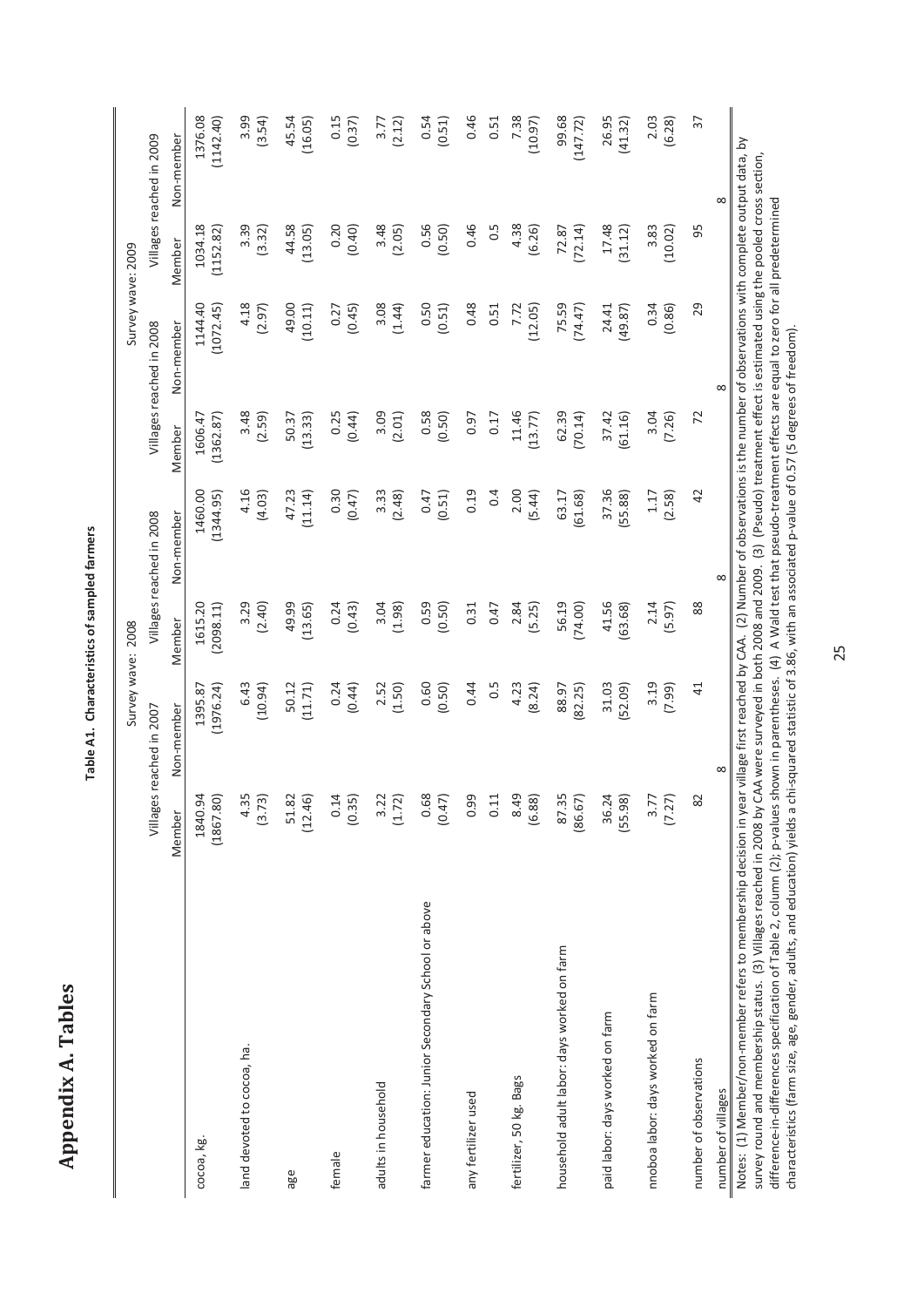# Appendix A. Tables

**Table A1. Characteristics of sampled farmers**

| | Survey wave: 2008 | | | | Survey wave: 2009 | | | |
|---|---|---|---|---|---|---|---|---|
| | Villages reached in 2007 | | Villages reached in 2008 | | Villages reached in 2008 | | Villages reached in 2009 | |
| | Member | Non-member | Member | Non-member | Member | Non-member | Member | Non-member |
| cocoa, kg. | 1840.94 | 1395.87 | 1615.20 | 1460.00 | 1606.47 | 1144.40 | 1034.18 | 1376.08 |
| | (1867.80) | (1976.24) | (2098.11) | (1344.95) | (1362.87) | (1072.45) | (1152.82) | (1142.40) |
| land devoted to cocoa, ha. | 4.35 | 6.43 | 3.29 | 4.16 | 3.48 | 4.18 | 3.39 | 3.99 |
| | (3.73) | (10.94) | (2.40) | (4.03) | (2.59) | (2.97) | (3.32) | (3.54) |
| age | 51.82 | 50.12 | 49.99 | 47.23 | 50.37 | 49.00 | 44.58 | 45.54 |
| | (12.46) | (11.71) | (13.65) | (11.14) | (13.33) | (10.11) | (13.05) | (16.05) |
| female | 0.14 | 0.24 | 0.24 | 0.30 | 0.25 | 0.27 | 0.20 | 0.15 |
| | (0.35) | (0.44) | (0.43) | (0.47) | (0.44) | (0.45) | (0.40) | (0.37) |
| adults in household | 3.22 | 2.52 | 3.04 | 3.33 | 3.09 | 3.08 | 3.48 | 3.77 |
| | (1.72) | (1.50) | (1.98) | (2.48) | (2.01) | (1.44) | (2.05) | (2.12) |
| farmer education: Junior Secondary School or above | 0.68 | 0.60 | 0.59 | 0.47 | 0.58 | 0.50 | 0.56 | 0.54 |
| | (0.47) | (0.50) | (0.50) | (0.51) | (0.50) | (0.51) | (0.50) | (0.51) |
| any fertilizer used | 0.99 | 0.44 | 0.31 | 0.19 | 0.97 | 0.48 | 0.46 | 0.46 |
| | 0.11 | 0.5 | 0.47 | 0.4 | 0.17 | 0.51 | 0.5 | 0.51 |
| fertilizer, 50 kg. Bags | 8.49 | 4.23 | 2.84 | 2.00 | 11.46 | 7.72 | 4.38 | 7.38 |
| | (6.88) | (8.24) | (5.25) | (5.44) | (13.77) | (12.05) | (6.26) | (10.97) |
| household adult labor: days worked on farm | 87.35 | 88.97 | 56.19 | 63.17 | 62.39 | 75.59 | 72.87 | 99.68 |
| | (86.67) | (82.25) | (74.00) | (61.68) | (70.14) | (74.47) | (72.14) | (147.72) |
| paid labor: days worked on farm | 36.24 | 31.03 | 41.56 | 37.36 | 37.42 | 24.41 | 17.48 | 26.95 |
| | (55.98) | (52.09) | (63.68) | (55.88) | (61.16) | (49.87) | (31.12) | (41.32) |
| nnoboa labor: days worked on farm | 3.77 | 3.19 | 2.14 | 1.17 | 3.04 | 0.34 | 3.83 | 2.03 |
| | (7.27) | (7.99) | (5.97) | (2.58) | (7.26) | (0.86) | (10.02) | (6.28) |
| number of observations | 82 | 41 | 88 | 42 | 72 | 29 | 95 | 37 |
| number of villages | 8 | | 8 | | 8 | | 8 | |

Notes: (1) Member/non-member refers to membership decision in year village first reached by CAA. (2) Number of observations is the number of observations with complete output data, by survey round and membership status. (3) Villages reached in 2008 by CAA were surveyed in both 2008 and 2009. (3) (Pseudo) treatment effect is estimated using the pooled cross section, difference-in-differences specification of Table 2, column (2); p-values shown in parentheses. (4) A Wald test that pseudo-treatment effects are equal to zero for all predetermined characteristics (farm size, age, gender, adults, and education) yields a chi-squared statistic of 3.86, with an associated p-value of 0.57 (5 degrees of freedom).